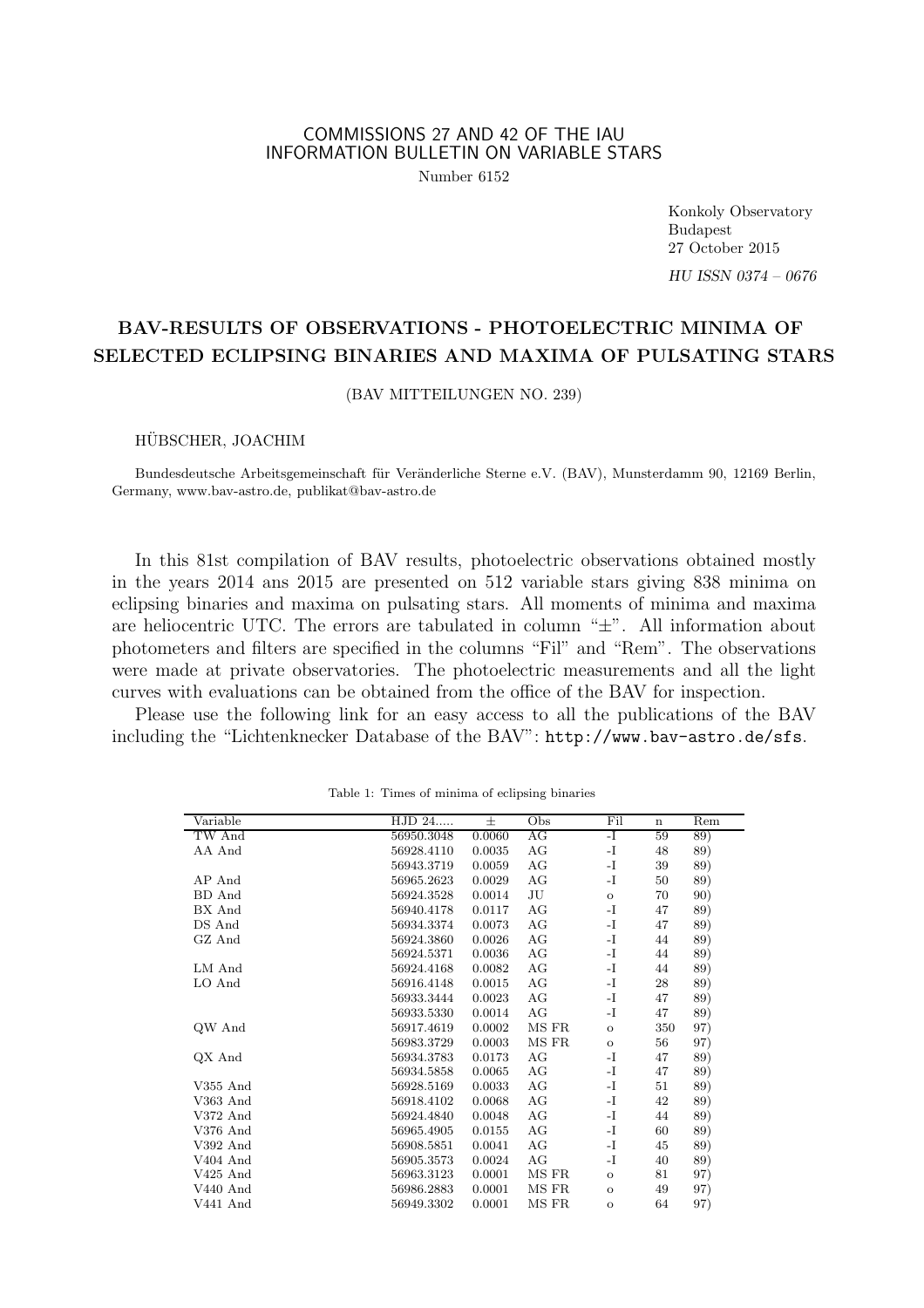COMMISSIONS 27 AND 42 OF THE IAU
INFORMATION BULLETIN ON VARIABLE STARS

Number 6152

Konkoly Observatory
Budapest
27 October 2015

*HU ISSN 0374 – 0676*

# BAV-RESULTS OF OBSERVATIONS - PHOTOELECTRIC MINIMA OF SELECTED ECLIPSING BINARIES AND MAXIMA OF PULSATING STARS

(BAV MITTEILUNGEN NO. 239)

HÜBSCHER, JOACHIM

Bundesdeutsche Arbeitsgemeinschaft für Veränderliche Sterne e.V. (BAV), Munsterdamm 90, 12169 Berlin, Germany, www.bav-astro.de, publikat@bav-astro.de

In this 81st compilation of BAV results, photoelectric observations obtained mostly in the years 2014 ans 2015 are presented on 512 variable stars giving 838 minima on eclipsing binaries and maxima on pulsating stars. All moments of minima and maxima are heliocentric UTC. The errors are tabulated in column "±". All information about photometers and filters are specified in the columns "Fil" and "Rem". The observations were made at private observatories. The photoelectric measurements and all the light curves with evaluations can be obtained from the office of the BAV for inspection.

Please use the following link for an easy access to all the publications of the BAV including the "Lichtenknecker Database of the BAV": `http://www.bav-astro.de/sfs`.

Table 1: Times of minima of eclipsing binaries

| Variable | HJD 24..... | ± | Obs | Fil | n | Rem |
|---|---|---|---|---|---|---|
| TW And | 56950.3048 | 0.0060 | AG | -I | 59 | 89) |
| AA And | 56928.4110 | 0.0035 | AG | -I | 48 | 89) |
| | 56943.3719 | 0.0059 | AG | -I | 39 | 89) |
| AP And | 56965.2623 | 0.0029 | AG | -I | 50 | 89) |
| BD And | 56924.3528 | 0.0014 | JU | o | 70 | 90) |
| BX And | 56940.4178 | 0.0117 | AG | -I | 47 | 89) |
| DS And | 56934.3374 | 0.0073 | AG | -I | 47 | 89) |
| GZ And | 56924.3860 | 0.0026 | AG | -I | 44 | 89) |
| | 56924.5371 | 0.0036 | AG | -I | 44 | 89) |
| LM And | 56924.4168 | 0.0082 | AG | -I | 44 | 89) |
| LO And | 56916.4148 | 0.0015 | AG | -I | 28 | 89) |
| | 56933.3444 | 0.0023 | AG | -I | 47 | 89) |
| | 56933.5330 | 0.0014 | AG | -I | 47 | 89) |
| QW And | 56917.4619 | 0.0002 | MS FR | o | 350 | 97) |
| | 56983.3729 | 0.0003 | MS FR | o | 56 | 97) |
| QX And | 56934.3783 | 0.0173 | AG | -I | 47 | 89) |
| | 56934.5858 | 0.0065 | AG | -I | 47 | 89) |
| V355 And | 56928.5169 | 0.0033 | AG | -I | 51 | 89) |
| V363 And | 56918.4102 | 0.0068 | AG | -I | 42 | 89) |
| V372 And | 56924.4840 | 0.0048 | AG | -I | 44 | 89) |
| V376 And | 56965.4905 | 0.0155 | AG | -I | 60 | 89) |
| V392 And | 56908.5851 | 0.0041 | AG | -I | 45 | 89) |
| V404 And | 56905.3573 | 0.0024 | AG | -I | 40 | 89) |
| V425 And | 56963.3123 | 0.0001 | MS FR | o | 81 | 97) |
| V440 And | 56986.2883 | 0.0001 | MS FR | o | 49 | 97) |
| V441 And | 56949.3302 | 0.0001 | MS FR | o | 64 | 97) |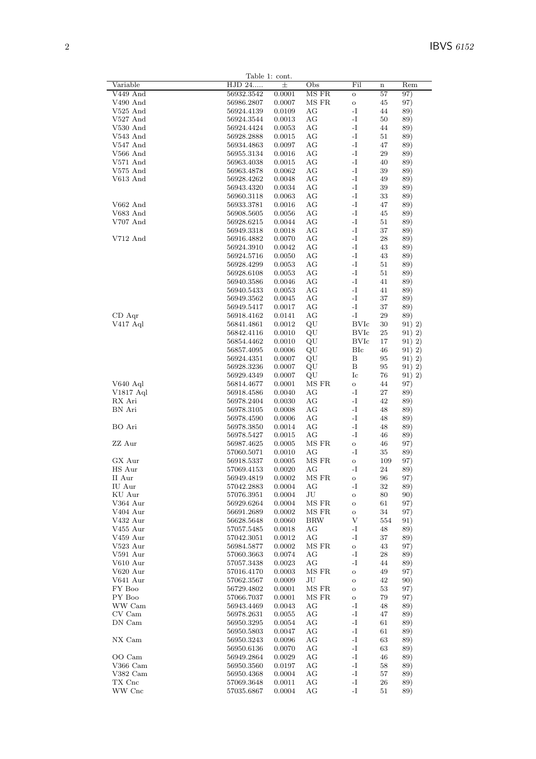Table 1: cont.

| Variable | HJD 24..... | ± | Obs | Fil | n | Rem |
|---|---|---|---|---|---|---|
| V449 And | 56932.3542 | 0.0001 | MS FR | o | 57 | 97) |
| V490 And | 56986.2807 | 0.0007 | MS FR | o | 45 | 97) |
| V525 And | 56924.4139 | 0.0109 | AG | -I | 44 | 89) |
| V527 And | 56924.3544 | 0.0013 | AG | -I | 50 | 89) |
| V530 And | 56924.4424 | 0.0053 | AG | -I | 44 | 89) |
| V543 And | 56928.2888 | 0.0015 | AG | -I | 51 | 89) |
| V547 And | 56934.4863 | 0.0097 | AG | -I | 47 | 89) |
| V566 And | 56955.3134 | 0.0016 | AG | -I | 29 | 89) |
| V571 And | 56963.4038 | 0.0015 | AG | -I | 40 | 89) |
| V575 And | 56963.4878 | 0.0062 | AG | -I | 39 | 89) |
| V613 And | 56928.4262 | 0.0048 | AG | -I | 49 | 89) |
| | 56943.4320 | 0.0034 | AG | -I | 39 | 89) |
| | 56960.3118 | 0.0063 | AG | -I | 33 | 89) |
| V662 And | 56933.3781 | 0.0016 | AG | -I | 47 | 89) |
| V683 And | 56908.5605 | 0.0056 | AG | -I | 45 | 89) |
| V707 And | 56928.6215 | 0.0044 | AG | -I | 51 | 89) |
| | 56949.3318 | 0.0018 | AG | -I | 37 | 89) |
| V712 And | 56916.4882 | 0.0070 | AG | -I | 28 | 89) |
| | 56924.3910 | 0.0042 | AG | -I | 43 | 89) |
| | 56924.5716 | 0.0050 | AG | -I | 43 | 89) |
| | 56928.4299 | 0.0053 | AG | -I | 51 | 89) |
| | 56928.6108 | 0.0053 | AG | -I | 51 | 89) |
| | 56940.3586 | 0.0046 | AG | -I | 41 | 89) |
| | 56940.5433 | 0.0053 | AG | -I | 41 | 89) |
| | 56949.3562 | 0.0045 | AG | -I | 37 | 89) |
| | 56949.5417 | 0.0017 | AG | -I | 37 | 89) |
| CD Aqr | 56918.4162 | 0.0141 | AG | -I | 29 | 89) |
| V417 Aql | 56841.4861 | 0.0012 | QU | BVIc | 30 | 91) 2) |
| | 56842.4116 | 0.0010 | QU | BVIc | 25 | 91) 2) |
| | 56854.4462 | 0.0010 | QU | BVIc | 17 | 91) 2) |
| | 56857.4095 | 0.0006 | QU | BIc | 46 | 91) 2) |
| | 56924.4351 | 0.0007 | QU | B | 95 | 91) 2) |
| | 56928.3236 | 0.0007 | QU | B | 95 | 91) 2) |
| | 56929.4349 | 0.0007 | QU | Ic | 76 | 91) 2) |
| V640 Aql | 56814.4677 | 0.0001 | MS FR | o | 44 | 97) |
| V1817 Aql | 56918.4586 | 0.0040 | AG | -I | 27 | 89) |
| RX Ari | 56978.2404 | 0.0030 | AG | -I | 42 | 89) |
| BN Ari | 56978.3105 | 0.0008 | AG | -I | 48 | 89) |
| | 56978.4590 | 0.0006 | AG | -I | 48 | 89) |
| BO Ari | 56978.3850 | 0.0014 | AG | -I | 48 | 89) |
| | 56978.5427 | 0.0015 | AG | -I | 46 | 89) |
| ZZ Aur | 56987.4625 | 0.0005 | MS FR | o | 46 | 97) |
| | 57060.5071 | 0.0010 | AG | -I | 35 | 89) |
| GX Aur | 56918.5337 | 0.0005 | MS FR | o | 109 | 97) |
| HS Aur | 57069.4153 | 0.0020 | AG | -I | 24 | 89) |
| II Aur | 56949.4819 | 0.0002 | MS FR | o | 96 | 97) |
| IU Aur | 57042.2883 | 0.0004 | AG | -I | 32 | 89) |
| KU Aur | 57076.3951 | 0.0004 | JU | o | 80 | 90) |
| V364 Aur | 56929.6264 | 0.0004 | MS FR | o | 61 | 97) |
| V404 Aur | 56691.2689 | 0.0002 | MS FR | o | 34 | 97) |
| V432 Aur | 56628.5648 | 0.0060 | BRW | V | 554 | 91) |
| V455 Aur | 57057.5485 | 0.0018 | AG | -I | 48 | 89) |
| V459 Aur | 57042.3051 | 0.0012 | AG | -I | 37 | 89) |
| V523 Aur | 56984.5877 | 0.0002 | MS FR | o | 43 | 97) |
| V591 Aur | 57060.3663 | 0.0074 | AG | -I | 28 | 89) |
| V610 Aur | 57057.3438 | 0.0023 | AG | -I | 44 | 89) |
| V620 Aur | 57016.4170 | 0.0003 | MS FR | o | 49 | 97) |
| V641 Aur | 57062.3567 | 0.0009 | JU | o | 42 | 90) |
| FY Boo | 56729.4802 | 0.0001 | MS FR | o | 53 | 97) |
| PY Boo | 57066.7037 | 0.0001 | MS FR | o | 79 | 97) |
| WW Cam | 56943.4469 | 0.0043 | AG | -I | 48 | 89) |
| CV Cam | 56978.2631 | 0.0055 | AG | -I | 47 | 89) |
| DN Cam | 56950.3295 | 0.0054 | AG | -I | 61 | 89) |
| | 56950.5803 | 0.0047 | AG | -I | 61 | 89) |
| NX Cam | 56950.3243 | 0.0096 | AG | -I | 63 | 89) |
| | 56950.6136 | 0.0070 | AG | -I | 63 | 89) |
| OO Cam | 56949.2864 | 0.0029 | AG | -I | 46 | 89) |
| V366 Cam | 56950.3560 | 0.0197 | AG | -I | 58 | 89) |
| V382 Cam | 56950.4368 | 0.0004 | AG | -I | 57 | 89) |
| TX Cnc | 57069.3648 | 0.0011 | AG | -I | 26 | 89) |
| WW Cnc | 57035.6867 | 0.0004 | AG | -I | 51 | 89) |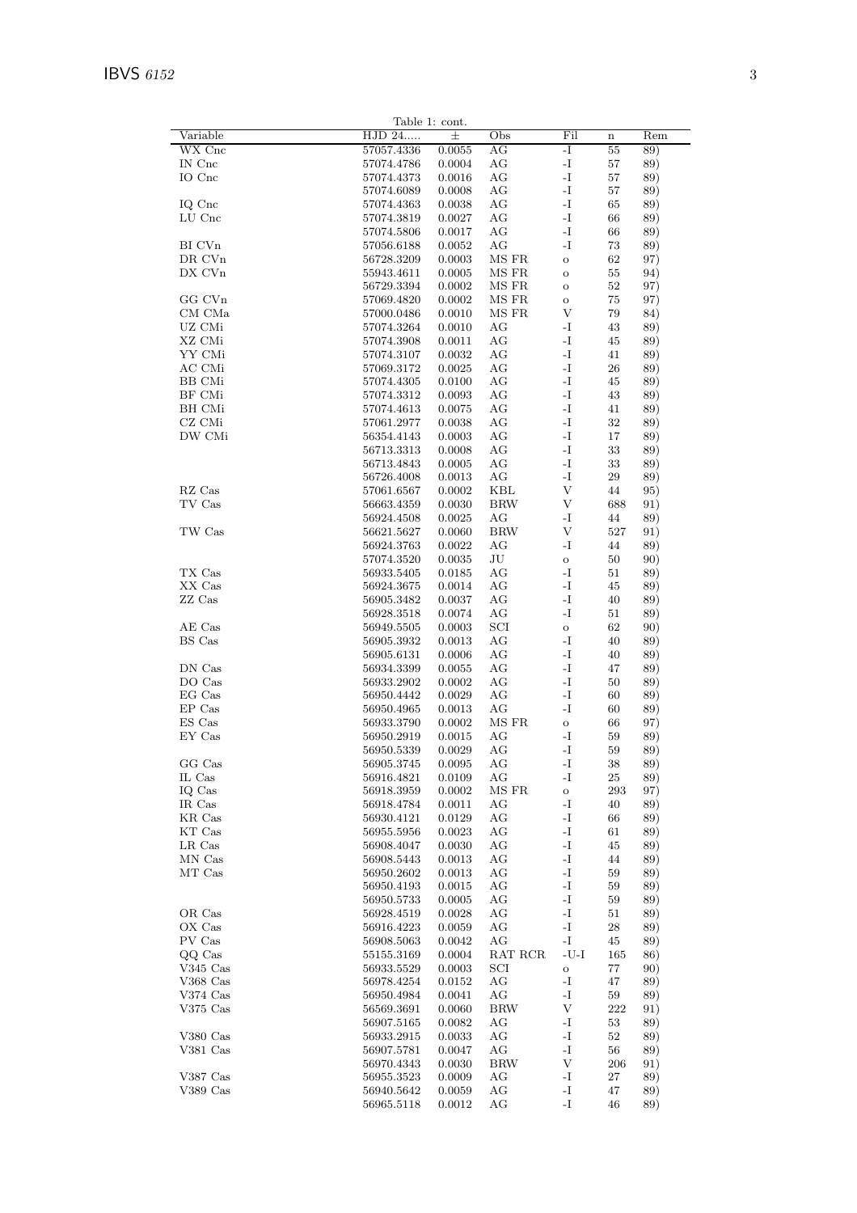Table 1: cont.

| Variable | HJD 24..... | ± | Obs | Fil | n | Rem |
|---|---|---|---|---|---|---|
| WX Cnc | 57057.4336 | 0.0055 | AG | -I | 55 | 89) |
| IN Cnc | 57074.4786 | 0.0004 | AG | -I | 57 | 89) |
| IO Cnc | 57074.4373 | 0.0016 | AG | -I | 57 | 89) |
| | 57074.6089 | 0.0008 | AG | -I | 57 | 89) |
| IQ Cnc | 57074.4363 | 0.0038 | AG | -I | 65 | 89) |
| LU Cnc | 57074.3819 | 0.0027 | AG | -I | 66 | 89) |
| | 57074.5806 | 0.0017 | AG | -I | 66 | 89) |
| BI CVn | 57056.6188 | 0.0052 | AG | -I | 73 | 89) |
| DR CVn | 56728.3209 | 0.0003 | MS FR | o | 62 | 97) |
| DX CVn | 55943.4611 | 0.0005 | MS FR | o | 55 | 94) |
| | 56729.3394 | 0.0002 | MS FR | o | 52 | 97) |
| GG CVn | 57069.4820 | 0.0002 | MS FR | o | 75 | 97) |
| CM CMa | 57000.0486 | 0.0010 | MS FR | V | 79 | 84) |
| UZ CMi | 57074.3264 | 0.0010 | AG | -I | 43 | 89) |
| XZ CMi | 57074.3908 | 0.0011 | AG | -I | 45 | 89) |
| YY CMi | 57074.3107 | 0.0032 | AG | -I | 41 | 89) |
| AC CMi | 57069.3172 | 0.0025 | AG | -I | 26 | 89) |
| BB CMi | 57074.4305 | 0.0100 | AG | -I | 45 | 89) |
| BF CMi | 57074.3312 | 0.0093 | AG | -I | 43 | 89) |
| BH CMi | 57074.4613 | 0.0075 | AG | -I | 41 | 89) |
| CZ CMi | 57061.2977 | 0.0038 | AG | -I | 32 | 89) |
| DW CMi | 56354.4143 | 0.0003 | AG | -I | 17 | 89) |
| | 56713.3313 | 0.0008 | AG | -I | 33 | 89) |
| | 56713.4843 | 0.0005 | AG | -I | 33 | 89) |
| | 56726.4008 | 0.0013 | AG | -I | 29 | 89) |
| RZ Cas | 57061.6567 | 0.0002 | KBL | V | 44 | 95) |
| TV Cas | 56663.4359 | 0.0030 | BRW | V | 688 | 91) |
| | 56924.4508 | 0.0025 | AG | -I | 44 | 89) |
| TW Cas | 56621.5627 | 0.0060 | BRW | V | 527 | 91) |
| | 56924.3763 | 0.0022 | AG | -I | 44 | 89) |
| | 57074.3520 | 0.0035 | JU | o | 50 | 90) |
| TX Cas | 56933.5405 | 0.0185 | AG | -I | 51 | 89) |
| XX Cas | 56924.3675 | 0.0014 | AG | -I | 45 | 89) |
| ZZ Cas | 56905.3482 | 0.0037 | AG | -I | 40 | 89) |
| | 56928.3518 | 0.0074 | AG | -I | 51 | 89) |
| AE Cas | 56949.5505 | 0.0003 | SCI | o | 62 | 90) |
| BS Cas | 56905.3932 | 0.0013 | AG | -I | 40 | 89) |
| | 56905.6131 | 0.0006 | AG | -I | 40 | 89) |
| DN Cas | 56934.3399 | 0.0055 | AG | -I | 47 | 89) |
| DO Cas | 56933.2902 | 0.0002 | AG | -I | 50 | 89) |
| EG Cas | 56950.4442 | 0.0029 | AG | -I | 60 | 89) |
| EP Cas | 56950.4965 | 0.0013 | AG | -I | 60 | 89) |
| ES Cas | 56933.3790 | 0.0002 | MS FR | o | 66 | 97) |
| EY Cas | 56950.2919 | 0.0015 | AG | -I | 59 | 89) |
| | 56950.5339 | 0.0029 | AG | -I | 59 | 89) |
| GG Cas | 56905.3745 | 0.0095 | AG | -I | 38 | 89) |
| IL Cas | 56916.4821 | 0.0109 | AG | -I | 25 | 89) |
| IQ Cas | 56918.3959 | 0.0002 | MS FR | o | 293 | 97) |
| IR Cas | 56918.4784 | 0.0011 | AG | -I | 40 | 89) |
| KR Cas | 56930.4121 | 0.0129 | AG | -I | 66 | 89) |
| KT Cas | 56955.5956 | 0.0023 | AG | -I | 61 | 89) |
| LR Cas | 56908.4047 | 0.0030 | AG | -I | 45 | 89) |
| MN Cas | 56908.5443 | 0.0013 | AG | -I | 44 | 89) |
| MT Cas | 56950.2602 | 0.0013 | AG | -I | 59 | 89) |
| | 56950.4193 | 0.0015 | AG | -I | 59 | 89) |
| | 56950.5733 | 0.0005 | AG | -I | 59 | 89) |
| OR Cas | 56928.4519 | 0.0028 | AG | -I | 51 | 89) |
| OX Cas | 56916.4223 | 0.0059 | AG | -I | 28 | 89) |
| PV Cas | 56908.5063 | 0.0042 | AG | -I | 45 | 89) |
| QQ Cas | 55155.3169 | 0.0004 | RAT RCR | -U-I | 165 | 86) |
| V345 Cas | 56933.5529 | 0.0003 | SCI | o | 77 | 90) |
| V368 Cas | 56978.4254 | 0.0152 | AG | -I | 47 | 89) |
| V374 Cas | 56950.4984 | 0.0041 | AG | -I | 59 | 89) |
| V375 Cas | 56569.3691 | 0.0060 | BRW | V | 222 | 91) |
| | 56907.5165 | 0.0082 | AG | -I | 53 | 89) |
| V380 Cas | 56933.2915 | 0.0033 | AG | -I | 52 | 89) |
| V381 Cas | 56907.5781 | 0.0047 | AG | -I | 56 | 89) |
| | 56970.4343 | 0.0030 | BRW | V | 206 | 91) |
| V387 Cas | 56955.3523 | 0.0009 | AG | -I | 27 | 89) |
| V389 Cas | 56940.5642 | 0.0059 | AG | -I | 47 | 89) |
| | 56965.5118 | 0.0012 | AG | -I | 46 | 89) |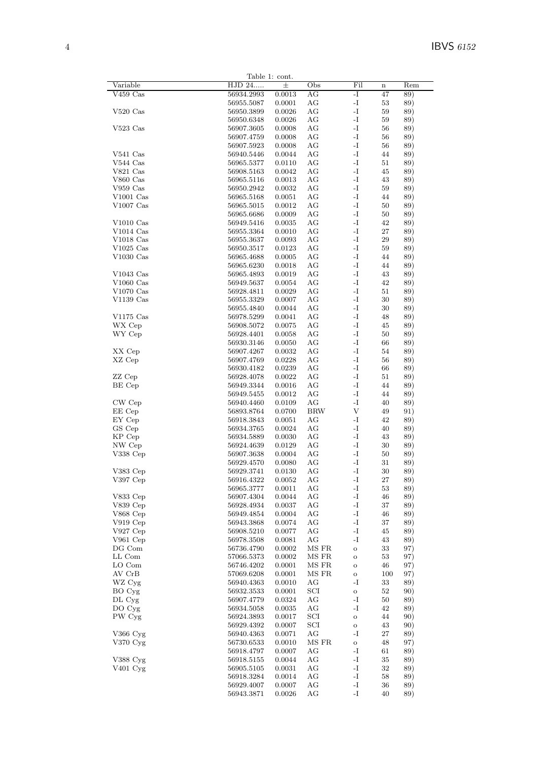Table 1: cont.

| Variable | HJD 24..... | ± | Obs | Fil | n | Rem |
|---|---|---|---|---|---|---|
| V459 Cas | 56934.2993 | 0.0013 | AG | -I | 47 | 89) |
| | 56955.5087 | 0.0001 | AG | -I | 53 | 89) |
| V520 Cas | 56950.3899 | 0.0026 | AG | -I | 59 | 89) |
| | 56950.6348 | 0.0026 | AG | -I | 59 | 89) |
| V523 Cas | 56907.3605 | 0.0008 | AG | -I | 56 | 89) |
| | 56907.4759 | 0.0008 | AG | -I | 56 | 89) |
| | 56907.5923 | 0.0008 | AG | -I | 56 | 89) |
| V541 Cas | 56940.5446 | 0.0044 | AG | -I | 44 | 89) |
| V544 Cas | 56965.5377 | 0.0110 | AG | -I | 51 | 89) |
| V821 Cas | 56908.5163 | 0.0042 | AG | -I | 45 | 89) |
| V860 Cas | 56965.5116 | 0.0013 | AG | -I | 43 | 89) |
| V959 Cas | 56950.2942 | 0.0032 | AG | -I | 59 | 89) |
| V1001 Cas | 56965.5168 | 0.0051 | AG | -I | 44 | 89) |
| V1007 Cas | 56965.5015 | 0.0012 | AG | -I | 50 | 89) |
| | 56965.6686 | 0.0009 | AG | -I | 50 | 89) |
| V1010 Cas | 56949.5416 | 0.0035 | AG | -I | 42 | 89) |
| V1014 Cas | 56955.3364 | 0.0010 | AG | -I | 27 | 89) |
| V1018 Cas | 56955.3637 | 0.0093 | AG | -I | 29 | 89) |
| V1025 Cas | 56950.3517 | 0.0123 | AG | -I | 59 | 89) |
| V1030 Cas | 56965.4688 | 0.0005 | AG | -I | 44 | 89) |
| | 56965.6230 | 0.0018 | AG | -I | 44 | 89) |
| V1043 Cas | 56965.4893 | 0.0019 | AG | -I | 43 | 89) |
| V1060 Cas | 56949.5637 | 0.0054 | AG | -I | 42 | 89) |
| V1070 Cas | 56928.4811 | 0.0029 | AG | -I | 51 | 89) |
| V1139 Cas | 56955.3329 | 0.0007 | AG | -I | 30 | 89) |
| | 56955.4840 | 0.0044 | AG | -I | 30 | 89) |
| V1175 Cas | 56978.5299 | 0.0041 | AG | -I | 48 | 89) |
| WX Cep | 56908.5072 | 0.0075 | AG | -I | 45 | 89) |
| WY Cep | 56928.4401 | 0.0058 | AG | -I | 50 | 89) |
| | 56930.3146 | 0.0050 | AG | -I | 66 | 89) |
| XX Cep | 56907.4267 | 0.0032 | AG | -I | 54 | 89) |
| XZ Cep | 56907.4769 | 0.0228 | AG | -I | 56 | 89) |
| | 56930.4182 | 0.0239 | AG | -I | 66 | 89) |
| ZZ Cep | 56928.4078 | 0.0022 | AG | -I | 51 | 89) |
| BE Cep | 56949.3344 | 0.0016 | AG | -I | 44 | 89) |
| | 56949.5455 | 0.0012 | AG | -I | 44 | 89) |
| CW Cep | 56940.4460 | 0.0109 | AG | -I | 40 | 89) |
| EE Cep | 56893.8764 | 0.0700 | BRW | V | 49 | 91) |
| EY Cep | 56918.3843 | 0.0051 | AG | -I | 42 | 89) |
| GS Cep | 56934.3765 | 0.0024 | AG | -I | 40 | 89) |
| KP Cep | 56934.5889 | 0.0030 | AG | -I | 43 | 89) |
| NW Cep | 56924.4639 | 0.0129 | AG | -I | 30 | 89) |
| V338 Cep | 56907.3638 | 0.0004 | AG | -I | 50 | 89) |
| | 56929.4570 | 0.0080 | AG | -I | 31 | 89) |
| V383 Cep | 56929.3741 | 0.0130 | AG | -I | 30 | 89) |
| V397 Cep | 56916.4322 | 0.0052 | AG | -I | 27 | 89) |
| | 56965.3777 | 0.0011 | AG | -I | 53 | 89) |
| V833 Cep | 56907.4304 | 0.0044 | AG | -I | 46 | 89) |
| V839 Cep | 56928.4934 | 0.0037 | AG | -I | 37 | 89) |
| V868 Cep | 56949.4854 | 0.0004 | AG | -I | 46 | 89) |
| V919 Cep | 56943.3868 | 0.0074 | AG | -I | 37 | 89) |
| V927 Cep | 56908.5210 | 0.0077 | AG | -I | 45 | 89) |
| V961 Cep | 56978.3508 | 0.0081 | AG | -I | 43 | 89) |
| DG Com | 56736.4790 | 0.0002 | MS FR | o | 33 | 97) |
| LL Com | 57066.5373 | 0.0002 | MS FR | o | 53 | 97) |
| LO Com | 56746.4202 | 0.0001 | MS FR | o | 46 | 97) |
| AV CrB | 57069.6208 | 0.0001 | MS FR | o | 100 | 97) |
| WZ Cyg | 56940.4363 | 0.0010 | AG | -I | 33 | 89) |
| BO Cyg | 56932.3533 | 0.0001 | SCI | o | 52 | 90) |
| DL Cyg | 56907.4779 | 0.0324 | AG | -I | 50 | 89) |
| DO Cyg | 56934.5058 | 0.0035 | AG | -I | 42 | 89) |
| PW Cyg | 56924.3893 | 0.0017 | SCI | o | 44 | 90) |
| | 56929.4392 | 0.0007 | SCI | o | 43 | 90) |
| V366 Cyg | 56940.4363 | 0.0071 | AG | -I | 27 | 89) |
| V370 Cyg | 56730.6533 | 0.0010 | MS FR | o | 48 | 97) |
| | 56918.4797 | 0.0007 | AG | -I | 61 | 89) |
| V388 Cyg | 56918.5155 | 0.0044 | AG | -I | 35 | 89) |
| V401 Cyg | 56905.5105 | 0.0031 | AG | -I | 32 | 89) |
| | 56918.3284 | 0.0014 | AG | -I | 58 | 89) |
| | 56929.4007 | 0.0007 | AG | -I | 36 | 89) |
| | 56943.3871 | 0.0026 | AG | -I | 40 | 89) |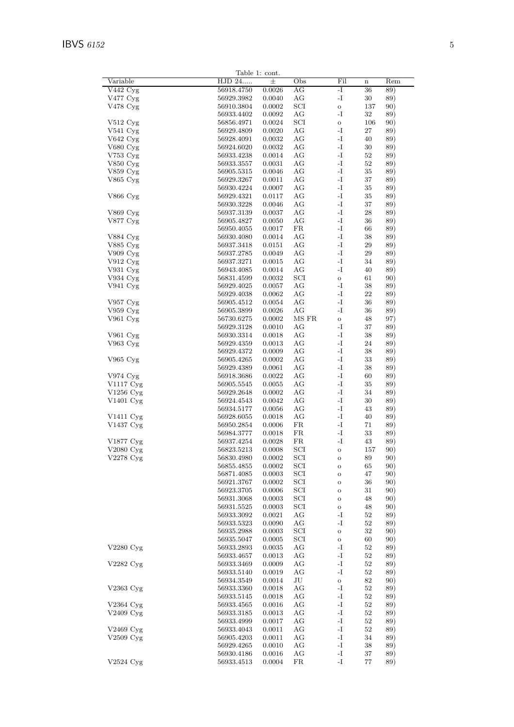Table 1: cont.

| Variable | HJD 24..... | ± | Obs | Fil | n | Rem |
|---|---|---|---|---|---|---|
| V442 Cyg | 56918.4750 | 0.0026 | AG | -I | 36 | 89) |
| V477 Cyg | 56929.3982 | 0.0040 | AG | -I | 30 | 89) |
| V478 Cyg | 56910.3804 | 0.0002 | SCI | o | 137 | 90) |
| | 56933.4402 | 0.0092 | AG | -I | 32 | 89) |
| V512 Cyg | 56856.4971 | 0.0024 | SCI | o | 106 | 90) |
| V541 Cyg | 56929.4809 | 0.0020 | AG | -I | 27 | 89) |
| V642 Cyg | 56928.4091 | 0.0032 | AG | -I | 40 | 89) |
| V680 Cyg | 56924.6020 | 0.0032 | AG | -I | 30 | 89) |
| V753 Cyg | 56933.4238 | 0.0014 | AG | -I | 52 | 89) |
| V850 Cyg | 56933.3557 | 0.0031 | AG | -I | 52 | 89) |
| V859 Cyg | 56905.5315 | 0.0046 | AG | -I | 35 | 89) |
| V865 Cyg | 56929.3267 | 0.0011 | AG | -I | 37 | 89) |
| | 56930.4224 | 0.0007 | AG | -I | 35 | 89) |
| V866 Cyg | 56929.4321 | 0.0117 | AG | -I | 35 | 89) |
| | 56930.3228 | 0.0046 | AG | -I | 37 | 89) |
| V869 Cyg | 56937.3139 | 0.0037 | AG | -I | 28 | 89) |
| V877 Cyg | 56905.4827 | 0.0050 | AG | -I | 36 | 89) |
| | 56950.4055 | 0.0017 | FR | -I | 66 | 89) |
| V884 Cyg | 56930.4080 | 0.0014 | AG | -I | 38 | 89) |
| V885 Cyg | 56937.3418 | 0.0151 | AG | -I | 29 | 89) |
| V909 Cyg | 56937.2785 | 0.0049 | AG | -I | 29 | 89) |
| V912 Cyg | 56937.3271 | 0.0015 | AG | -I | 34 | 89) |
| V931 Cyg | 56943.4085 | 0.0014 | AG | -I | 40 | 89) |
| V934 Cyg | 56831.4599 | 0.0032 | SCI | o | 61 | 90) |
| V941 Cyg | 56929.4025 | 0.0057 | AG | -I | 38 | 89) |
| | 56929.4038 | 0.0062 | AG | -I | 22 | 89) |
| V957 Cyg | 56905.4512 | 0.0054 | AG | -I | 36 | 89) |
| V959 Cyg | 56905.3899 | 0.0026 | AG | -I | 36 | 89) |
| V961 Cyg | 56730.6275 | 0.0002 | MS FR | o | 48 | 97) |
| | 56929.3128 | 0.0010 | AG | -I | 37 | 89) |
| V961 Cyg | 56930.3314 | 0.0018 | AG | -I | 38 | 89) |
| V963 Cyg | 56929.4359 | 0.0013 | AG | -I | 24 | 89) |
| | 56929.4372 | 0.0009 | AG | -I | 38 | 89) |
| V965 Cyg | 56905.4265 | 0.0002 | AG | -I | 33 | 89) |
| | 56929.4389 | 0.0061 | AG | -I | 38 | 89) |
| V974 Cyg | 56918.3686 | 0.0022 | AG | -I | 60 | 89) |
| V1117 Cyg | 56905.5545 | 0.0055 | AG | -I | 35 | 89) |
| V1256 Cyg | 56929.2648 | 0.0002 | AG | -I | 34 | 89) |
| V1401 Cyg | 56924.4543 | 0.0042 | AG | -I | 30 | 89) |
| | 56934.5177 | 0.0056 | AG | -I | 43 | 89) |
| V1411 Cyg | 56928.6055 | 0.0018 | AG | -I | 40 | 89) |
| V1437 Cyg | 56950.2854 | 0.0006 | FR | -I | 71 | 89) |
| | 56984.3777 | 0.0018 | FR | -I | 33 | 89) |
| V1877 Cyg | 56937.4254 | 0.0028 | FR | -I | 43 | 89) |
| V2080 Cyg | 56823.5213 | 0.0008 | SCI | o | 157 | 90) |
| V2278 Cyg | 56830.4980 | 0.0002 | SCI | o | 89 | 90) |
| | 56855.4855 | 0.0002 | SCI | o | 65 | 90) |
| | 56871.4085 | 0.0003 | SCI | o | 47 | 90) |
| | 56921.3767 | 0.0002 | SCI | o | 36 | 90) |
| | 56923.3705 | 0.0006 | SCI | o | 31 | 90) |
| | 56931.3068 | 0.0003 | SCI | o | 48 | 90) |
| | 56931.5525 | 0.0003 | SCI | o | 48 | 90) |
| | 56933.3092 | 0.0021 | AG | -I | 52 | 89) |
| | 56933.5323 | 0.0090 | AG | -I | 52 | 89) |
| | 56935.2988 | 0.0003 | SCI | o | 32 | 90) |
| | 56935.5047 | 0.0005 | SCI | o | 60 | 90) |
| V2280 Cyg | 56933.2893 | 0.0035 | AG | -I | 52 | 89) |
| | 56933.4657 | 0.0013 | AG | -I | 52 | 89) |
| V2282 Cyg | 56933.3469 | 0.0009 | AG | -I | 52 | 89) |
| | 56933.5140 | 0.0019 | AG | -I | 52 | 89) |
| | 56934.3549 | 0.0014 | JU | o | 82 | 90) |
| V2363 Cyg | 56933.3360 | 0.0018 | AG | -I | 52 | 89) |
| | 56933.5145 | 0.0018 | AG | -I | 52 | 89) |
| V2364 Cyg | 56933.4565 | 0.0016 | AG | -I | 52 | 89) |
| V2409 Cyg | 56933.3185 | 0.0013 | AG | -I | 52 | 89) |
| | 56933.4999 | 0.0017 | AG | -I | 52 | 89) |
| V2469 Cyg | 56933.4043 | 0.0011 | AG | -I | 52 | 89) |
| V2509 Cyg | 56905.4203 | 0.0011 | AG | -I | 34 | 89) |
| | 56929.4265 | 0.0010 | AG | -I | 38 | 89) |
| | 56930.4186 | 0.0016 | AG | -I | 37 | 89) |
| V2524 Cyg | 56933.4513 | 0.0004 | FR | -I | 77 | 89) |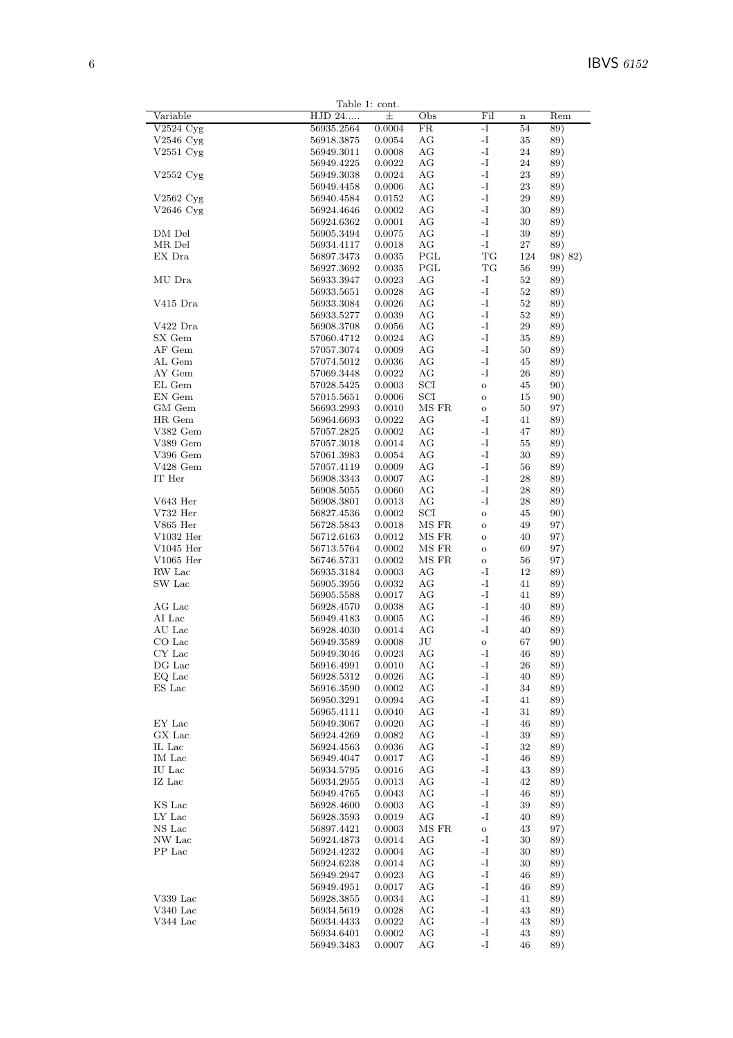Table 1: cont.

| Variable | HJD 24..... | ± | Obs | Fil | n | Rem |
|---|---|---|---|---|---|---|
| V2524 Cyg | 56935.2564 | 0.0004 | FR | -I | 54 | 89) |
| V2546 Cyg | 56918.3875 | 0.0054 | AG | -I | 35 | 89) |
| V2551 Cyg | 56949.3011 | 0.0008 | AG | -I | 24 | 89) |
| | 56949.4225 | 0.0022 | AG | -I | 24 | 89) |
| V2552 Cyg | 56949.3038 | 0.0024 | AG | -I | 23 | 89) |
| | 56949.4458 | 0.0006 | AG | -I | 23 | 89) |
| V2562 Cyg | 56940.4584 | 0.0152 | AG | -I | 29 | 89) |
| V2646 Cyg | 56924.4646 | 0.0002 | AG | -I | 30 | 89) |
| | 56924.6362 | 0.0001 | AG | -I | 30 | 89) |
| DM Del | 56905.3494 | 0.0075 | AG | -I | 39 | 89) |
| MR Del | 56934.4117 | 0.0018 | AG | -I | 27 | 89) |
| EX Dra | 56897.3473 | 0.0035 | PGL | TG | 124 | 98) 82) |
| | 56927.3692 | 0.0035 | PGL | TG | 56 | 99) |
| MU Dra | 56933.3947 | 0.0023 | AG | -I | 52 | 89) |
| | 56933.5651 | 0.0028 | AG | -I | 52 | 89) |
| V415 Dra | 56933.3084 | 0.0026 | AG | -I | 52 | 89) |
| | 56933.5277 | 0.0039 | AG | -I | 52 | 89) |
| V422 Dra | 56908.3708 | 0.0056 | AG | -I | 29 | 89) |
| SX Gem | 57060.4712 | 0.0024 | AG | -I | 35 | 89) |
| AF Gem | 57057.3074 | 0.0009 | AG | -I | 50 | 89) |
| AL Gem | 57074.5012 | 0.0036 | AG | -I | 45 | 89) |
| AY Gem | 57069.3448 | 0.0022 | AG | -I | 26 | 89) |
| EL Gem | 57028.5425 | 0.0003 | SCI | o | 45 | 90) |
| EN Gem | 57015.5651 | 0.0006 | SCI | o | 15 | 90) |
| GM Gem | 56693.2993 | 0.0010 | MS FR | o | 50 | 97) |
| HR Gem | 56964.6693 | 0.0022 | AG | -I | 41 | 89) |
| V382 Gem | 57057.2825 | 0.0002 | AG | -I | 47 | 89) |
| V389 Gem | 57057.3018 | 0.0014 | AG | -I | 55 | 89) |
| V396 Gem | 57061.3983 | 0.0054 | AG | -I | 30 | 89) |
| V428 Gem | 57057.4119 | 0.0009 | AG | -I | 56 | 89) |
| IT Her | 56908.3343 | 0.0007 | AG | -I | 28 | 89) |
| | 56908.5055 | 0.0060 | AG | -I | 28 | 89) |
| V643 Her | 56908.3801 | 0.0013 | AG | -I | 28 | 89) |
| V732 Her | 56827.4536 | 0.0002 | SCI | o | 45 | 90) |
| V865 Her | 56728.5843 | 0.0018 | MS FR | o | 49 | 97) |
| V1032 Her | 56712.6163 | 0.0012 | MS FR | o | 40 | 97) |
| V1045 Her | 56713.5764 | 0.0002 | MS FR | o | 69 | 97) |
| V1065 Her | 56746.5731 | 0.0002 | MS FR | o | 56 | 97) |
| RW Lac | 56935.3184 | 0.0003 | AG | -I | 12 | 89) |
| SW Lac | 56905.3956 | 0.0032 | AG | -I | 41 | 89) |
| | 56905.5588 | 0.0017 | AG | -I | 41 | 89) |
| AG Lac | 56928.4570 | 0.0038 | AG | -I | 40 | 89) |
| AI Lac | 56949.4183 | 0.0005 | AG | -I | 46 | 89) |
| AU Lac | 56928.4030 | 0.0014 | AG | -I | 40 | 89) |
| CO Lac | 56949.3589 | 0.0008 | JU | o | 67 | 90) |
| CY Lac | 56949.3046 | 0.0023 | AG | -I | 46 | 89) |
| DG Lac | 56916.4991 | 0.0010 | AG | -I | 26 | 89) |
| EQ Lac | 56928.5312 | 0.0026 | AG | -I | 40 | 89) |
| ES Lac | 56916.3590 | 0.0002 | AG | -I | 34 | 89) |
| | 56950.3291 | 0.0094 | AG | -I | 41 | 89) |
| | 56965.4111 | 0.0040 | AG | -I | 31 | 89) |
| EY Lac | 56949.3067 | 0.0020 | AG | -I | 46 | 89) |
| GX Lac | 56924.4269 | 0.0082 | AG | -I | 39 | 89) |
| IL Lac | 56924.4563 | 0.0036 | AG | -I | 32 | 89) |
| IM Lac | 56949.4047 | 0.0017 | AG | -I | 46 | 89) |
| IU Lac | 56934.5795 | 0.0016 | AG | -I | 43 | 89) |
| IZ Lac | 56934.2955 | 0.0013 | AG | -I | 42 | 89) |
| | 56949.4765 | 0.0043 | AG | -I | 46 | 89) |
| KS Lac | 56928.4600 | 0.0003 | AG | -I | 39 | 89) |
| LY Lac | 56928.3593 | 0.0019 | AG | -I | 40 | 89) |
| NS Lac | 56897.4421 | 0.0003 | MS FR | o | 43 | 97) |
| NW Lac | 56924.4873 | 0.0014 | AG | -I | 30 | 89) |
| PP Lac | 56924.4232 | 0.0004 | AG | -I | 30 | 89) |
| | 56924.6238 | 0.0014 | AG | -I | 30 | 89) |
| | 56949.2947 | 0.0023 | AG | -I | 46 | 89) |
| | 56949.4951 | 0.0017 | AG | -I | 46 | 89) |
| V339 Lac | 56928.3855 | 0.0034 | AG | -I | 41 | 89) |
| V340 Lac | 56934.5619 | 0.0028 | AG | -I | 43 | 89) |
| V344 Lac | 56934.4433 | 0.0022 | AG | -I | 43 | 89) |
| | 56934.6401 | 0.0002 | AG | -I | 43 | 89) |
| | 56949.3483 | 0.0007 | AG | -I | 46 | 89) |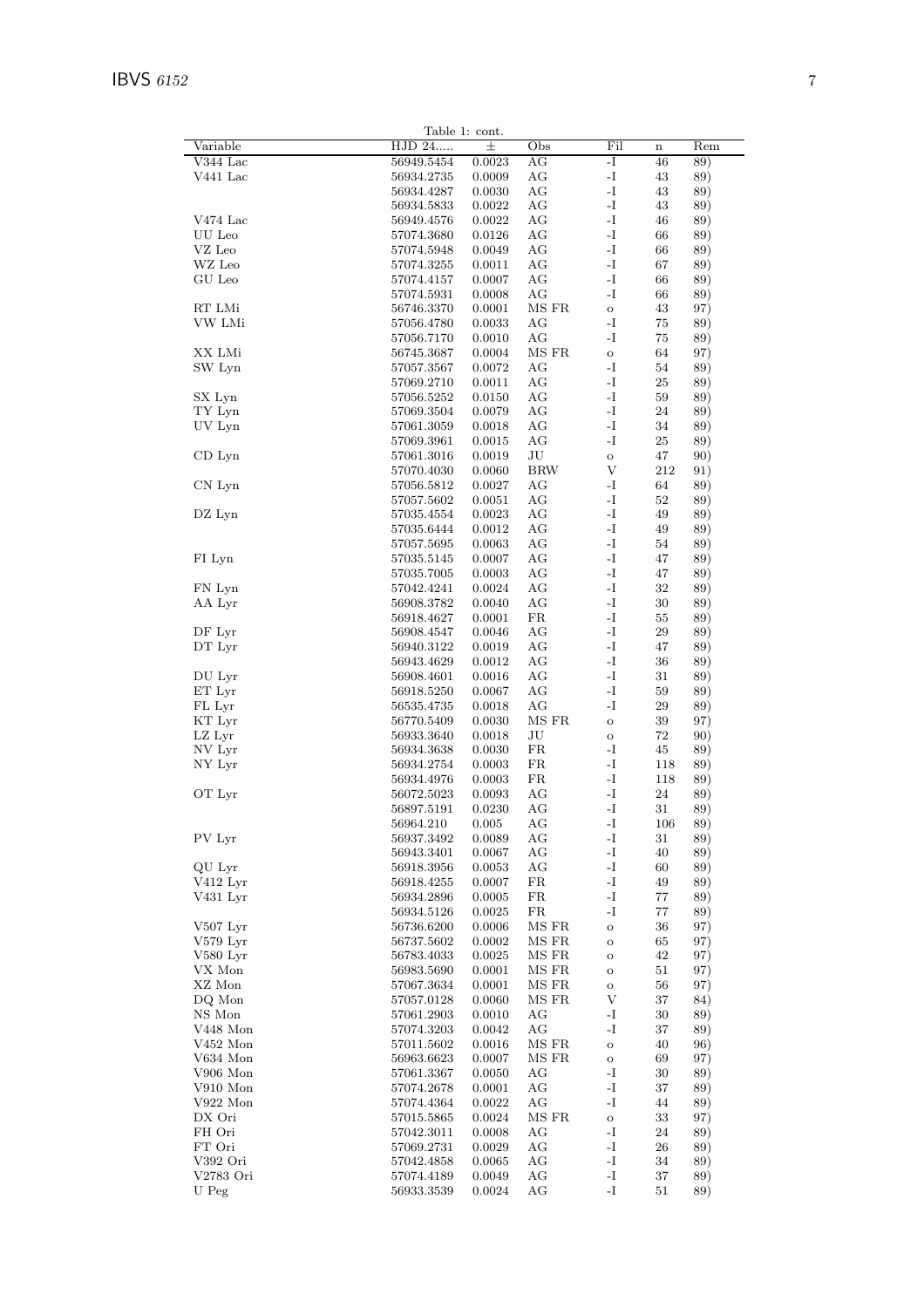Table 1: cont.

| Variable | HJD 24..... | ± | Obs | Fil | n | Rem |
|---|---|---|---|---|---|---|
| V344 Lac | 56949.5454 | 0.0023 | AG | -I | 46 | 89) |
| V441 Lac | 56934.2735 | 0.0009 | AG | -I | 43 | 89) |
| | 56934.4287 | 0.0030 | AG | -I | 43 | 89) |
| | 56934.5833 | 0.0022 | AG | -I | 43 | 89) |
| V474 Lac | 56949.4576 | 0.0022 | AG | -I | 46 | 89) |
| UU Leo | 57074.3680 | 0.0126 | AG | -I | 66 | 89) |
| VZ Leo | 57074.5948 | 0.0049 | AG | -I | 66 | 89) |
| WZ Leo | 57074.3255 | 0.0011 | AG | -I | 67 | 89) |
| GU Leo | 57074.4157 | 0.0007 | AG | -I | 66 | 89) |
| | 57074.5931 | 0.0008 | AG | -I | 66 | 89) |
| RT LMi | 56746.3370 | 0.0001 | MS FR | o | 43 | 97) |
| VW LMi | 57056.4780 | 0.0033 | AG | -I | 75 | 89) |
| | 57056.7170 | 0.0010 | AG | -I | 75 | 89) |
| XX LMi | 56745.3687 | 0.0004 | MS FR | o | 64 | 97) |
| SW Lyn | 57057.3567 | 0.0072 | AG | -I | 54 | 89) |
| | 57069.2710 | 0.0011 | AG | -I | 25 | 89) |
| SX Lyn | 57056.5252 | 0.0150 | AG | -I | 59 | 89) |
| TY Lyn | 57069.3504 | 0.0079 | AG | -I | 24 | 89) |
| UV Lyn | 57061.3059 | 0.0018 | AG | -I | 34 | 89) |
| | 57069.3961 | 0.0015 | AG | -I | 25 | 89) |
| CD Lyn | 57061.3016 | 0.0019 | JU | o | 47 | 90) |
| | 57070.4030 | 0.0060 | BRW | V | 212 | 91) |
| CN Lyn | 57056.5812 | 0.0027 | AG | -I | 64 | 89) |
| | 57057.5602 | 0.0051 | AG | -I | 52 | 89) |
| DZ Lyn | 57035.4554 | 0.0023 | AG | -I | 49 | 89) |
| | 57035.6444 | 0.0012 | AG | -I | 49 | 89) |
| | 57057.5695 | 0.0063 | AG | -I | 54 | 89) |
| FI Lyn | 57035.5145 | 0.0007 | AG | -I | 47 | 89) |
| | 57035.7005 | 0.0003 | AG | -I | 47 | 89) |
| FN Lyn | 57042.4241 | 0.0024 | AG | -I | 32 | 89) |
| AA Lyr | 56908.3782 | 0.0040 | AG | -I | 30 | 89) |
| | 56918.4627 | 0.0001 | FR | -I | 55 | 89) |
| DF Lyr | 56908.4547 | 0.0046 | AG | -I | 29 | 89) |
| DT Lyr | 56940.3122 | 0.0019 | AG | -I | 47 | 89) |
| | 56943.4629 | 0.0012 | AG | -I | 36 | 89) |
| DU Lyr | 56908.4601 | 0.0016 | AG | -I | 31 | 89) |
| ET Lyr | 56918.5250 | 0.0067 | AG | -I | 59 | 89) |
| FL Lyr | 56535.4735 | 0.0018 | AG | -I | 29 | 89) |
| KT Lyr | 56770.5409 | 0.0030 | MS FR | o | 39 | 97) |
| LZ Lyr | 56933.3640 | 0.0018 | JU | o | 72 | 90) |
| NV Lyr | 56934.3638 | 0.0030 | FR | -I | 45 | 89) |
| NY Lyr | 56934.2754 | 0.0003 | FR | -I | 118 | 89) |
| | 56934.4976 | 0.0003 | FR | -I | 118 | 89) |
| OT Lyr | 56072.5023 | 0.0093 | AG | -I | 24 | 89) |
| | 56897.5191 | 0.0230 | AG | -I | 31 | 89) |
| | 56964.210 | 0.005 | AG | -I | 106 | 89) |
| PV Lyr | 56937.3492 | 0.0089 | AG | -I | 31 | 89) |
| | 56943.3401 | 0.0067 | AG | -I | 40 | 89) |
| QU Lyr | 56918.3956 | 0.0053 | AG | -I | 60 | 89) |
| V412 Lyr | 56918.4255 | 0.0007 | FR | -I | 49 | 89) |
| V431 Lyr | 56934.2896 | 0.0005 | FR | -I | 77 | 89) |
| | 56934.5126 | 0.0025 | FR | -I | 77 | 89) |
| V507 Lyr | 56736.6200 | 0.0006 | MS FR | o | 36 | 97) |
| V579 Lyr | 56737.5602 | 0.0002 | MS FR | o | 65 | 97) |
| V580 Lyr | 56783.4033 | 0.0025 | MS FR | o | 42 | 97) |
| VX Mon | 56983.5690 | 0.0001 | MS FR | o | 51 | 97) |
| XZ Mon | 57067.3634 | 0.0001 | MS FR | o | 56 | 97) |
| DQ Mon | 57057.0128 | 0.0060 | MS FR | V | 37 | 84) |
| NS Mon | 57061.2903 | 0.0010 | AG | -I | 30 | 89) |
| V448 Mon | 57074.3203 | 0.0042 | AG | -I | 37 | 89) |
| V452 Mon | 57011.5602 | 0.0016 | MS FR | o | 40 | 96) |
| V634 Mon | 56963.6623 | 0.0007 | MS FR | o | 69 | 97) |
| V906 Mon | 57061.3367 | 0.0050 | AG | -I | 30 | 89) |
| V910 Mon | 57074.2678 | 0.0001 | AG | -I | 37 | 89) |
| V922 Mon | 57074.4364 | 0.0022 | AG | -I | 44 | 89) |
| DX Ori | 57015.5865 | 0.0024 | MS FR | o | 33 | 97) |
| FH Ori | 57042.3011 | 0.0008 | AG | -I | 24 | 89) |
| FT Ori | 57069.2731 | 0.0029 | AG | -I | 26 | 89) |
| V392 Ori | 57042.4858 | 0.0065 | AG | -I | 34 | 89) |
| V2783 Ori | 57074.4189 | 0.0049 | AG | -I | 37 | 89) |
| U Peg | 56933.3539 | 0.0024 | AG | -I | 51 | 89) |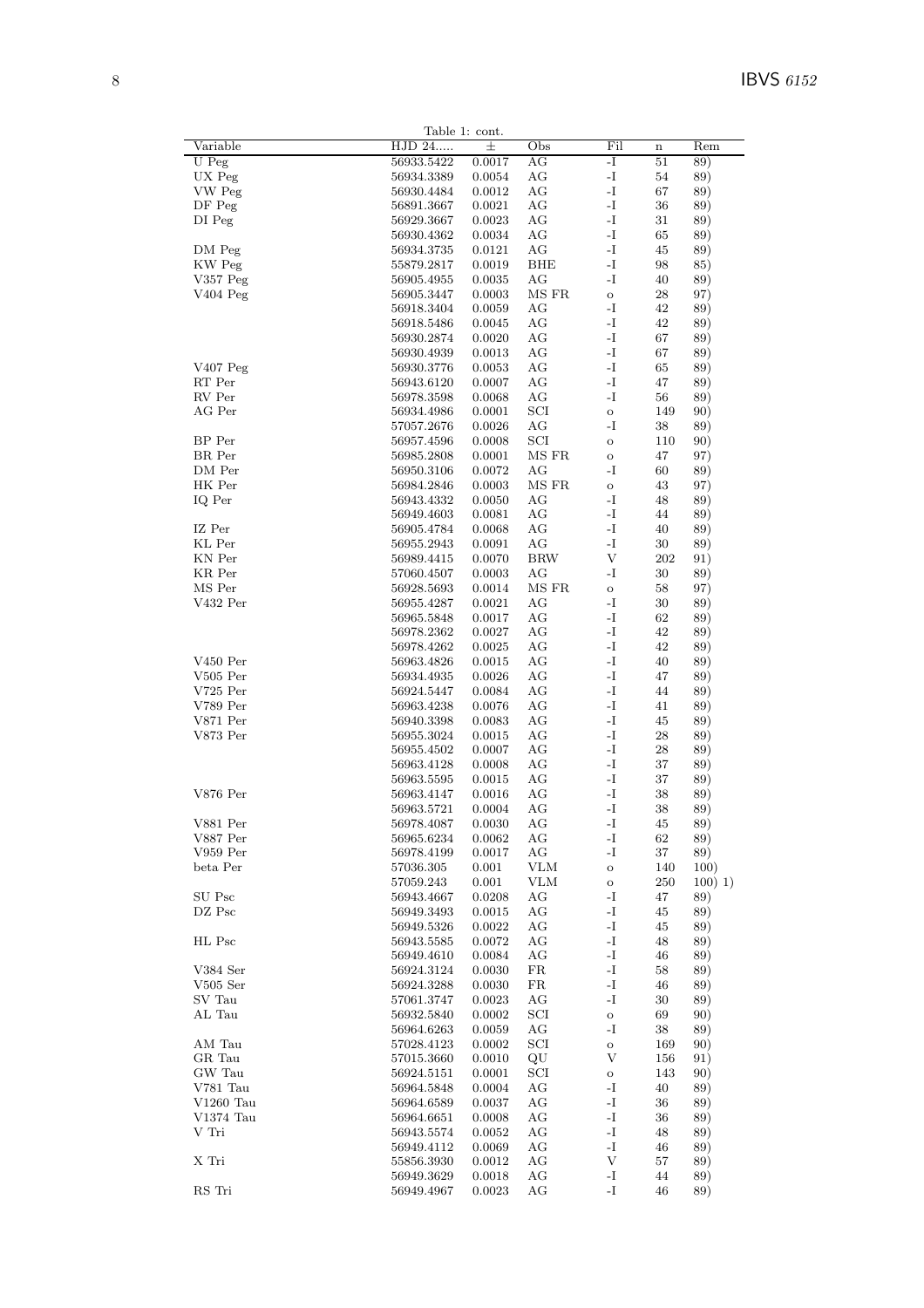Table 1: cont.

| Variable | HJD 24..... | ± | Obs | Fil | n | Rem |
|---|---|---|---|---|---|---|
| U Peg | 56933.5422 | 0.0017 | AG | -I | 51 | 89) |
| UX Peg | 56934.3389 | 0.0054 | AG | -I | 54 | 89) |
| VW Peg | 56930.4484 | 0.0012 | AG | -I | 67 | 89) |
| DF Peg | 56891.3667 | 0.0021 | AG | -I | 36 | 89) |
| DI Peg | 56929.3667 | 0.0023 | AG | -I | 31 | 89) |
| | 56930.4362 | 0.0034 | AG | -I | 65 | 89) |
| DM Peg | 56934.3735 | 0.0121 | AG | -I | 45 | 89) |
| KW Peg | 55879.2817 | 0.0019 | BHE | -I | 98 | 85) |
| V357 Peg | 56905.4955 | 0.0035 | AG | -I | 40 | 89) |
| V404 Peg | 56905.3447 | 0.0003 | MS FR | o | 28 | 97) |
| | 56918.3404 | 0.0059 | AG | -I | 42 | 89) |
| | 56918.5486 | 0.0045 | AG | -I | 42 | 89) |
| | 56930.2874 | 0.0020 | AG | -I | 67 | 89) |
| | 56930.4939 | 0.0013 | AG | -I | 67 | 89) |
| V407 Peg | 56930.3776 | 0.0053 | AG | -I | 65 | 89) |
| RT Per | 56943.6120 | 0.0007 | AG | -I | 47 | 89) |
| RV Per | 56978.3598 | 0.0068 | AG | -I | 56 | 89) |
| AG Per | 56934.4986 | 0.0001 | SCI | o | 149 | 90) |
| | 57057.2676 | 0.0026 | AG | -I | 38 | 89) |
| BP Per | 56957.4596 | 0.0008 | SCI | o | 110 | 90) |
| BR Per | 56985.2808 | 0.0001 | MS FR | o | 47 | 97) |
| DM Per | 56950.3106 | 0.0072 | AG | -I | 60 | 89) |
| HK Per | 56984.2846 | 0.0003 | MS FR | o | 43 | 97) |
| IQ Per | 56943.4332 | 0.0050 | AG | -I | 48 | 89) |
| | 56949.4603 | 0.0081 | AG | -I | 44 | 89) |
| IZ Per | 56905.4784 | 0.0068 | AG | -I | 40 | 89) |
| KL Per | 56955.2943 | 0.0091 | AG | -I | 30 | 89) |
| KN Per | 56989.4415 | 0.0070 | BRW | V | 202 | 91) |
| KR Per | 57060.4507 | 0.0003 | AG | -I | 30 | 89) |
| MS Per | 56928.5693 | 0.0014 | MS FR | o | 58 | 97) |
| V432 Per | 56955.4287 | 0.0021 | AG | -I | 30 | 89) |
| | 56965.5848 | 0.0017 | AG | -I | 62 | 89) |
| | 56978.2362 | 0.0027 | AG | -I | 42 | 89) |
| | 56978.4262 | 0.0025 | AG | -I | 42 | 89) |
| V450 Per | 56963.4826 | 0.0015 | AG | -I | 40 | 89) |
| V505 Per | 56934.4935 | 0.0026 | AG | -I | 47 | 89) |
| V725 Per | 56924.5447 | 0.0084 | AG | -I | 44 | 89) |
| V789 Per | 56963.4238 | 0.0076 | AG | -I | 41 | 89) |
| V871 Per | 56940.3398 | 0.0083 | AG | -I | 45 | 89) |
| V873 Per | 56955.3024 | 0.0015 | AG | -I | 28 | 89) |
| | 56955.4502 | 0.0007 | AG | -I | 28 | 89) |
| | 56963.4128 | 0.0008 | AG | -I | 37 | 89) |
| | 56963.5595 | 0.0015 | AG | -I | 37 | 89) |
| V876 Per | 56963.4147 | 0.0016 | AG | -I | 38 | 89) |
| | 56963.5721 | 0.0004 | AG | -I | 38 | 89) |
| V881 Per | 56978.4087 | 0.0030 | AG | -I | 45 | 89) |
| V887 Per | 56965.6234 | 0.0062 | AG | -I | 62 | 89) |
| V959 Per | 56978.4199 | 0.0017 | AG | -I | 37 | 89) |
| beta Per | 57036.305 | 0.001 | VLM | o | 140 | 100) |
| | 57059.243 | 0.001 | VLM | o | 250 | 100) 1) |
| SU Psc | 56943.4667 | 0.0208 | AG | -I | 47 | 89) |
| DZ Psc | 56949.3493 | 0.0015 | AG | -I | 45 | 89) |
| | 56949.5326 | 0.0022 | AG | -I | 45 | 89) |
| HL Psc | 56943.5585 | 0.0072 | AG | -I | 48 | 89) |
| | 56949.4610 | 0.0084 | AG | -I | 46 | 89) |
| V384 Ser | 56924.3124 | 0.0030 | FR | -I | 58 | 89) |
| V505 Ser | 56924.3288 | 0.0030 | FR | -I | 46 | 89) |
| SV Tau | 57061.3747 | 0.0023 | AG | -I | 30 | 89) |
| AL Tau | 56932.5840 | 0.0002 | SCI | o | 69 | 90) |
| | 56964.6263 | 0.0059 | AG | -I | 38 | 89) |
| AM Tau | 57028.4123 | 0.0002 | SCI | o | 169 | 90) |
| GR Tau | 57015.3660 | 0.0010 | QU | V | 156 | 91) |
| GW Tau | 56924.5151 | 0.0001 | SCI | o | 143 | 90) |
| V781 Tau | 56964.5848 | 0.0004 | AG | -I | 40 | 89) |
| V1260 Tau | 56964.6589 | 0.0037 | AG | -I | 36 | 89) |
| V1374 Tau | 56964.6651 | 0.0008 | AG | -I | 36 | 89) |
| V Tri | 56943.5574 | 0.0052 | AG | -I | 48 | 89) |
| | 56949.4112 | 0.0069 | AG | -I | 46 | 89) |
| X Tri | 55856.3930 | 0.0012 | AG | V | 57 | 89) |
| | 56949.3629 | 0.0018 | AG | -I | 44 | 89) |
| RS Tri | 56949.4967 | 0.0023 | AG | -I | 46 | 89) |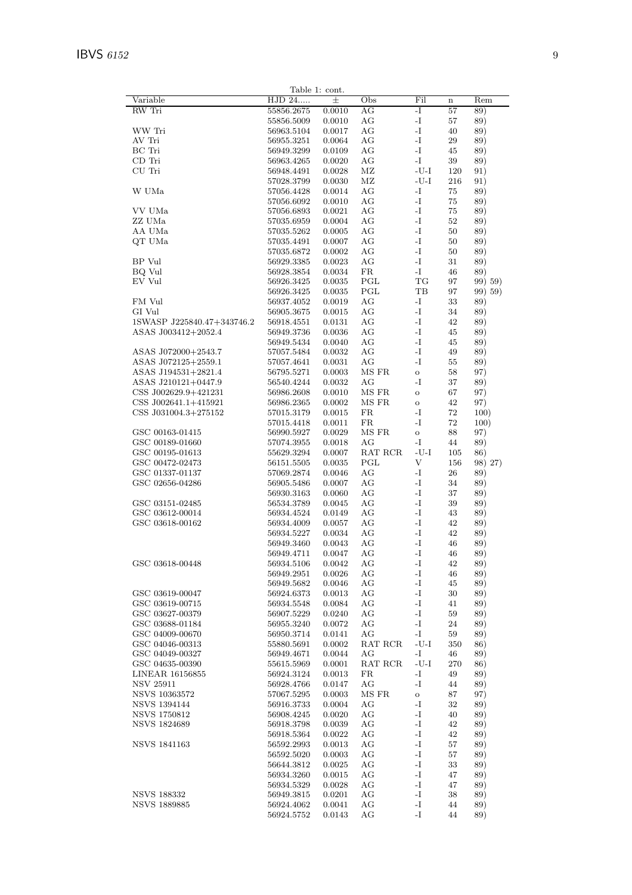Table 1: cont.

| Variable | HJD 24..... | ± | Obs | Fil | n | Rem |
|---|---|---|---|---|---|---|
| RW Tri | 55856.2675 | 0.0010 | AG | -I | 57 | 89) |
| | 55856.5009 | 0.0010 | AG | -I | 57 | 89) |
| WW Tri | 56963.5104 | 0.0017 | AG | -I | 40 | 89) |
| AV Tri | 56955.3251 | 0.0064 | AG | -I | 29 | 89) |
| BC Tri | 56949.3299 | 0.0109 | AG | -I | 45 | 89) |
| CD Tri | 56963.4265 | 0.0020 | AG | -I | 39 | 89) |
| CU Tri | 56948.4491 | 0.0028 | MZ | -U-I | 120 | 91) |
| | 57028.3799 | 0.0030 | MZ | -U-I | 216 | 91) |
| W UMa | 57056.4428 | 0.0014 | AG | -I | 75 | 89) |
| | 57056.6092 | 0.0010 | AG | -I | 75 | 89) |
| VV UMa | 57056.6893 | 0.0021 | AG | -I | 75 | 89) |
| ZZ UMa | 57035.6959 | 0.0004 | AG | -I | 52 | 89) |
| AA UMa | 57035.5262 | 0.0005 | AG | -I | 50 | 89) |
| QT UMa | 57035.4491 | 0.0007 | AG | -I | 50 | 89) |
| | 57035.6872 | 0.0002 | AG | -I | 50 | 89) |
| BP Vul | 56929.3385 | 0.0023 | AG | -I | 31 | 89) |
| BQ Vul | 56928.3854 | 0.0034 | FR | -I | 46 | 89) |
| EV Vul | 56926.3425 | 0.0035 | PGL | TG | 97 | 99) 59) |
| | 56926.3425 | 0.0035 | PGL | TB | 97 | 99) 59) |
| FM Vul | 56937.4052 | 0.0019 | AG | -I | 33 | 89) |
| GI Vul | 56905.3675 | 0.0015 | AG | -I | 34 | 89) |
| 1SWASP J225840.47+343746.2 | 56918.4551 | 0.0131 | AG | -I | 42 | 89) |
| ASAS J003412+2052.4 | 56949.3736 | 0.0036 | AG | -I | 45 | 89) |
| | 56949.5434 | 0.0040 | AG | -I | 45 | 89) |
| ASAS J072000+2543.7 | 57057.5484 | 0.0032 | AG | -I | 49 | 89) |
| ASAS J072125+2559.1 | 57057.4641 | 0.0031 | AG | -I | 55 | 89) |
| ASAS J194531+2821.4 | 56795.5271 | 0.0003 | MS FR | o | 58 | 97) |
| ASAS J210121+0447.9 | 56540.4244 | 0.0032 | AG | -I | 37 | 89) |
| CSS J002629.9+421231 | 56986.2608 | 0.0010 | MS FR | o | 67 | 97) |
| CSS J002641.1+415921 | 56986.2365 | 0.0002 | MS FR | o | 42 | 97) |
| CSS J031004.3+275152 | 57015.3179 | 0.0015 | FR | -I | 72 | 100) |
| | 57015.4418 | 0.0011 | FR | -I | 72 | 100) |
| GSC 00163-01415 | 56990.5927 | 0.0029 | MS FR | o | 88 | 97) |
| GSC 00189-01660 | 57074.3955 | 0.0018 | AG | -I | 44 | 89) |
| GSC 00195-01613 | 55629.3294 | 0.0007 | RAT RCR | -U-I | 105 | 86) |
| GSC 00472-02473 | 56151.5505 | 0.0035 | PGL | V | 156 | 98) 27) |
| GSC 01337-01137 | 57069.2874 | 0.0046 | AG | -I | 26 | 89) |
| GSC 02656-04286 | 56905.5486 | 0.0007 | AG | -I | 34 | 89) |
| | 56930.3163 | 0.0060 | AG | -I | 37 | 89) |
| GSC 03151-02485 | 56534.3789 | 0.0045 | AG | -I | 39 | 89) |
| GSC 03612-00014 | 56934.4524 | 0.0149 | AG | -I | 43 | 89) |
| GSC 03618-00162 | 56934.4009 | 0.0057 | AG | -I | 42 | 89) |
| | 56934.5227 | 0.0034 | AG | -I | 42 | 89) |
| | 56949.3460 | 0.0043 | AG | -I | 46 | 89) |
| | 56949.4711 | 0.0047 | AG | -I | 46 | 89) |
| GSC 03618-00448 | 56934.5106 | 0.0042 | AG | -I | 42 | 89) |
| | 56949.2951 | 0.0026 | AG | -I | 46 | 89) |
| | 56949.5682 | 0.0046 | AG | -I | 45 | 89) |
| GSC 03619-00047 | 56924.6373 | 0.0013 | AG | -I | 30 | 89) |
| GSC 03619-00715 | 56934.5548 | 0.0084 | AG | -I | 41 | 89) |
| GSC 03627-00379 | 56907.5229 | 0.0240 | AG | -I | 59 | 89) |
| GSC 03688-01184 | 56955.3240 | 0.0072 | AG | -I | 24 | 89) |
| GSC 04009-00670 | 56950.3714 | 0.0141 | AG | -I | 59 | 89) |
| GSC 04046-00313 | 55880.5691 | 0.0002 | RAT RCR | -U-I | 350 | 86) |
| GSC 04049-00327 | 56949.4671 | 0.0044 | AG | -I | 46 | 89) |
| GSC 04635-00390 | 55615.5969 | 0.0001 | RAT RCR | -U-I | 270 | 86) |
| LINEAR 16156855 | 56924.3124 | 0.0013 | FR | -I | 49 | 89) |
| NSV 25911 | 56928.4766 | 0.0147 | AG | -I | 44 | 89) |
| NSVS 10363572 | 57067.5295 | 0.0003 | MS FR | o | 87 | 97) |
| NSVS 1394144 | 56916.3733 | 0.0004 | AG | -I | 32 | 89) |
| NSVS 1750812 | 56908.4245 | 0.0020 | AG | -I | 40 | 89) |
| NSVS 1824689 | 56918.3798 | 0.0039 | AG | -I | 42 | 89) |
| | 56918.5364 | 0.0022 | AG | -I | 42 | 89) |
| NSVS 1841163 | 56592.2993 | 0.0013 | AG | -I | 57 | 89) |
| | 56592.5020 | 0.0003 | AG | -I | 57 | 89) |
| | 56644.3812 | 0.0025 | AG | -I | 33 | 89) |
| | 56934.3260 | 0.0015 | AG | -I | 47 | 89) |
| | 56934.5329 | 0.0028 | AG | -I | 47 | 89) |
| NSVS 188332 | 56949.3815 | 0.0201 | AG | -I | 38 | 89) |
| NSVS 1889885 | 56924.4062 | 0.0041 | AG | -I | 44 | 89) |
| | 56924.5752 | 0.0143 | AG | -I | 44 | 89) |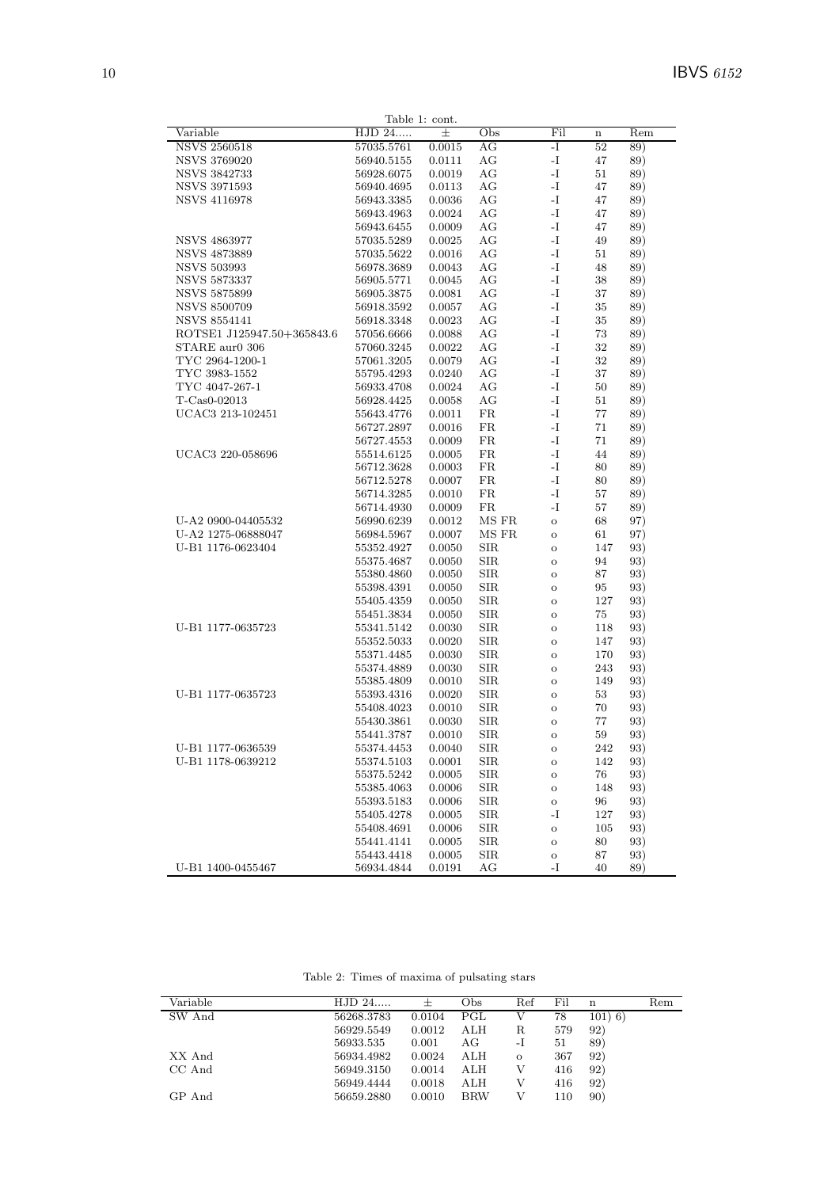Table 1: cont.

| Variable | HJD 24..... | ± | Obs | Fil | n | Rem |
|---|---|---|---|---|---|---|
| NSVS 2560518 | 57035.5761 | 0.0015 | AG | -I | 52 | 89) |
| NSVS 3769020 | 56940.5155 | 0.0111 | AG | -I | 47 | 89) |
| NSVS 3842733 | 56928.6075 | 0.0019 | AG | -I | 51 | 89) |
| NSVS 3971593 | 56940.4695 | 0.0113 | AG | -I | 47 | 89) |
| NSVS 4116978 | 56943.3385 | 0.0036 | AG | -I | 47 | 89) |
| | 56943.4963 | 0.0024 | AG | -I | 47 | 89) |
| | 56943.6455 | 0.0009 | AG | -I | 47 | 89) |
| NSVS 4863977 | 57035.5289 | 0.0025 | AG | -I | 49 | 89) |
| NSVS 4873889 | 57035.5622 | 0.0016 | AG | -I | 51 | 89) |
| NSVS 503993 | 56978.3689 | 0.0043 | AG | -I | 48 | 89) |
| NSVS 5873337 | 56905.5771 | 0.0045 | AG | -I | 38 | 89) |
| NSVS 5875899 | 56905.3875 | 0.0081 | AG | -I | 37 | 89) |
| NSVS 8500709 | 56918.3592 | 0.0057 | AG | -I | 35 | 89) |
| NSVS 8554141 | 56918.3348 | 0.0023 | AG | -I | 35 | 89) |
| ROTSE1 J125947.50+365843.6 | 57056.6666 | 0.0088 | AG | -I | 73 | 89) |
| STARE aur0 306 | 57060.3245 | 0.0022 | AG | -I | 32 | 89) |
| TYC 2964-1200-1 | 57061.3205 | 0.0079 | AG | -I | 32 | 89) |
| TYC 3983-1552 | 55795.4293 | 0.0240 | AG | -I | 37 | 89) |
| TYC 4047-267-1 | 56933.4708 | 0.0024 | AG | -I | 50 | 89) |
| T-Cas0-02013 | 56928.4425 | 0.0058 | AG | -I | 51 | 89) |
| UCAC3 213-102451 | 55643.4776 | 0.0011 | FR | -I | 77 | 89) |
| | 56727.2897 | 0.0016 | FR | -I | 71 | 89) |
| | 56727.4553 | 0.0009 | FR | -I | 71 | 89) |
| UCAC3 220-058696 | 55514.6125 | 0.0005 | FR | -I | 44 | 89) |
| | 56712.3628 | 0.0003 | FR | -I | 80 | 89) |
| | 56712.5278 | 0.0007 | FR | -I | 80 | 89) |
| | 56714.3285 | 0.0010 | FR | -I | 57 | 89) |
| | 56714.4930 | 0.0009 | FR | -I | 57 | 89) |
| U-A2 0900-04405532 | 56990.6239 | 0.0012 | MS FR | o | 68 | 97) |
| U-A2 1275-06888047 | 56984.5967 | 0.0007 | MS FR | o | 61 | 97) |
| U-B1 1176-0623404 | 55352.4927 | 0.0050 | SIR | o | 147 | 93) |
| | 55375.4687 | 0.0050 | SIR | o | 94 | 93) |
| | 55380.4860 | 0.0050 | SIR | o | 87 | 93) |
| | 55398.4391 | 0.0050 | SIR | o | 95 | 93) |
| | 55405.4359 | 0.0050 | SIR | o | 127 | 93) |
| | 55451.3834 | 0.0050 | SIR | o | 75 | 93) |
| U-B1 1177-0635723 | 55341.5142 | 0.0030 | SIR | o | 118 | 93) |
| | 55352.5033 | 0.0020 | SIR | o | 147 | 93) |
| | 55371.4485 | 0.0030 | SIR | o | 170 | 93) |
| | 55374.4889 | 0.0030 | SIR | o | 243 | 93) |
| | 55385.4809 | 0.0010 | SIR | o | 149 | 93) |
| U-B1 1177-0635723 | 55393.4316 | 0.0020 | SIR | o | 53 | 93) |
| | 55408.4023 | 0.0010 | SIR | o | 70 | 93) |
| | 55430.3861 | 0.0030 | SIR | o | 77 | 93) |
| | 55441.3787 | 0.0010 | SIR | o | 59 | 93) |
| U-B1 1177-0636539 | 55374.4453 | 0.0040 | SIR | o | 242 | 93) |
| U-B1 1178-0639212 | 55374.5103 | 0.0001 | SIR | o | 142 | 93) |
| | 55375.5242 | 0.0005 | SIR | o | 76 | 93) |
| | 55385.4063 | 0.0006 | SIR | o | 148 | 93) |
| | 55393.5183 | 0.0006 | SIR | o | 96 | 93) |
| | 55405.4278 | 0.0005 | SIR | -I | 127 | 93) |
| | 55408.4691 | 0.0006 | SIR | o | 105 | 93) |
| | 55441.4141 | 0.0005 | SIR | o | 80 | 93) |
| | 55443.4418 | 0.0005 | SIR | o | 87 | 93) |
| U-B1 1400-0455467 | 56934.4844 | 0.0191 | AG | -I | 40 | 89) |

Table 2: Times of maxima of pulsating stars

| Variable | HJD 24..... | ± | Obs | Ref | Fil | n | Rem |
|---|---|---|---|---|---|---|---|
| SW And | 56268.3783 | 0.0104 | PGL | V | 78 | 101) 6) | |
| | 56929.5549 | 0.0012 | ALH | R | 579 | 92) | |
| | 56933.535 | 0.001 | AG | -I | 51 | 89) | |
| XX And | 56934.4982 | 0.0024 | ALH | o | 367 | 92) | |
| CC And | 56949.3150 | 0.0014 | ALH | V | 416 | 92) | |
| | 56949.4444 | 0.0018 | ALH | V | 416 | 92) | |
| GP And | 56659.2880 | 0.0010 | BRW | V | 110 | 90) | |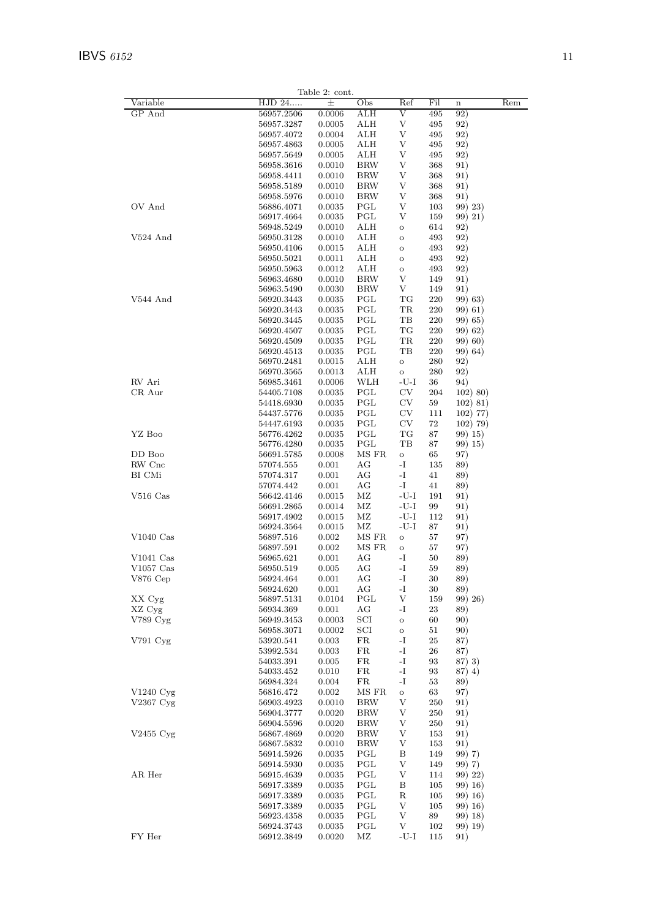Table 2: cont.

| Variable | HJD 24..... | ± | Obs | Ref | Fil | n | Rem |
|---|---|---|---|---|---|---|---|
| GP And | 56957.2506 | 0.0006 | ALH | V | 495 | 92) | |
| | 56957.3287 | 0.0005 | ALH | V | 495 | 92) | |
| | 56957.4072 | 0.0004 | ALH | V | 495 | 92) | |
| | 56957.4863 | 0.0005 | ALH | V | 495 | 92) | |
| | 56957.5649 | 0.0005 | ALH | V | 495 | 92) | |
| | 56958.3616 | 0.0010 | BRW | V | 368 | 91) | |
| | 56958.4411 | 0.0010 | BRW | V | 368 | 91) | |
| | 56958.5189 | 0.0010 | BRW | V | 368 | 91) | |
| | 56958.5976 | 0.0010 | BRW | V | 368 | 91) | |
| OV And | 56886.4071 | 0.0035 | PGL | V | 103 | 99) 23) | |
| | 56917.4664 | 0.0035 | PGL | V | 159 | 99) 21) | |
| | 56948.5249 | 0.0010 | ALH | o | 614 | 92) | |
| V524 And | 56950.3128 | 0.0010 | ALH | o | 493 | 92) | |
| | 56950.4106 | 0.0015 | ALH | o | 493 | 92) | |
| | 56950.5021 | 0.0011 | ALH | o | 493 | 92) | |
| | 56950.5963 | 0.0012 | ALH | o | 493 | 92) | |
| | 56963.4680 | 0.0010 | BRW | V | 149 | 91) | |
| | 56963.5490 | 0.0030 | BRW | V | 149 | 91) | |
| V544 And | 56920.3443 | 0.0035 | PGL | TG | 220 | 99) 63) | |
| | 56920.3443 | 0.0035 | PGL | TR | 220 | 99) 61) | |
| | 56920.3445 | 0.0035 | PGL | TB | 220 | 99) 65) | |
| | 56920.4507 | 0.0035 | PGL | TG | 220 | 99) 62) | |
| | 56920.4509 | 0.0035 | PGL | TR | 220 | 99) 60) | |
| | 56920.4513 | 0.0035 | PGL | TB | 220 | 99) 64) | |
| | 56970.2481 | 0.0015 | ALH | o | 280 | 92) | |
| | 56970.3565 | 0.0013 | ALH | o | 280 | 92) | |
| RV Ari | 56985.3461 | 0.0006 | WLH | -U-I | 36 | 94) | |
| CR Aur | 54405.7108 | 0.0035 | PGL | CV | 204 | 102) 80) | |
| | 54418.6930 | 0.0035 | PGL | CV | 59 | 102) 81) | |
| | 54437.5776 | 0.0035 | PGL | CV | 111 | 102) 77) | |
| | 54447.6193 | 0.0035 | PGL | CV | 72 | 102) 79) | |
| YZ Boo | 56776.4262 | 0.0035 | PGL | TG | 87 | 99) 15) | |
| | 56776.4280 | 0.0035 | PGL | TB | 87 | 99) 15) | |
| DD Boo | 56691.5785 | 0.0008 | MS FR | o | 65 | 97) | |
| RW Cnc | 57074.555 | 0.001 | AG | -I | 135 | 89) | |
| BI CMi | 57074.317 | 0.001 | AG | -I | 41 | 89) | |
| | 57074.442 | 0.001 | AG | -I | 41 | 89) | |
| V516 Cas | 56642.4146 | 0.0015 | MZ | -U-I | 191 | 91) | |
| | 56691.2865 | 0.0014 | MZ | -U-I | 99 | 91) | |
| | 56917.4902 | 0.0015 | MZ | -U-I | 112 | 91) | |
| | 56924.3564 | 0.0015 | MZ | -U-I | 87 | 91) | |
| V1040 Cas | 56897.516 | 0.002 | MS FR | o | 57 | 97) | |
| | 56897.591 | 0.002 | MS FR | o | 57 | 97) | |
| V1041 Cas | 56965.621 | 0.001 | AG | -I | 50 | 89) | |
| V1057 Cas | 56950.519 | 0.005 | AG | -I | 59 | 89) | |
| V876 Cep | 56924.464 | 0.001 | AG | -I | 30 | 89) | |
| | 56924.620 | 0.001 | AG | -I | 30 | 89) | |
| XX Cyg | 56897.5131 | 0.0104 | PGL | V | 159 | 99) 26) | |
| XZ Cyg | 56934.369 | 0.001 | AG | -I | 23 | 89) | |
| V789 Cyg | 56949.3453 | 0.0003 | SCI | o | 60 | 90) | |
| | 56958.3071 | 0.0002 | SCI | o | 51 | 90) | |
| V791 Cyg | 53920.541 | 0.003 | FR | -I | 25 | 87) | |
| | 53992.534 | 0.003 | FR | -I | 26 | 87) | |
| | 54033.391 | 0.005 | FR | -I | 93 | 87) 3) | |
| | 54033.452 | 0.010 | FR | -I | 93 | 87) 4) | |
| | 56984.324 | 0.004 | FR | -I | 53 | 89) | |
| V1240 Cyg | 56816.472 | 0.002 | MS FR | o | 63 | 97) | |
| V2367 Cyg | 56903.4923 | 0.0010 | BRW | V | 250 | 91) | |
| | 56904.3777 | 0.0020 | BRW | V | 250 | 91) | |
| | 56904.5596 | 0.0020 | BRW | V | 250 | 91) | |
| V2455 Cyg | 56867.4869 | 0.0020 | BRW | V | 153 | 91) | |
| | 56867.5832 | 0.0010 | BRW | V | 153 | 91) | |
| | 56914.5926 | 0.0035 | PGL | B | 149 | 99) 7) | |
| | 56914.5930 | 0.0035 | PGL | V | 149 | 99) 7) | |
| AR Her | 56915.4639 | 0.0035 | PGL | V | 114 | 99) 22) | |
| | 56917.3389 | 0.0035 | PGL | B | 105 | 99) 16) | |
| | 56917.3389 | 0.0035 | PGL | R | 105 | 99) 16) | |
| | 56917.3389 | 0.0035 | PGL | V | 105 | 99) 16) | |
| | 56923.4358 | 0.0035 | PGL | V | 89 | 99) 18) | |
| | 56924.3743 | 0.0035 | PGL | V | 102 | 99) 19) | |
| FY Her | 56912.3849 | 0.0020 | MZ | -U-I | 115 | 91) | |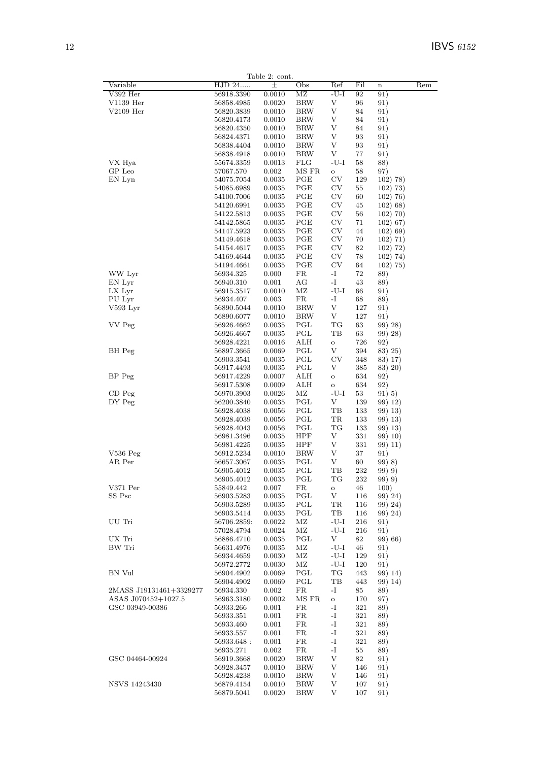Table 2: cont.

| Variable | HJD 24..... | ± | Obs | Ref | Fil | n | Rem |
|---|---|---|---|---|---|---|---|
| V392 Her | 56918.3390 | 0.0010 | MZ | -U-I | 92 | 91) | |
| V1139 Her | 56858.4985 | 0.0020 | BRW | V | 96 | 91) | |
| V2109 Her | 56820.3839 | 0.0010 | BRW | V | 84 | 91) | |
| | 56820.4173 | 0.0010 | BRW | V | 84 | 91) | |
| | 56820.4350 | 0.0010 | BRW | V | 84 | 91) | |
| | 56824.4371 | 0.0010 | BRW | V | 93 | 91) | |
| | 56838.4404 | 0.0010 | BRW | V | 93 | 91) | |
| | 56838.4918 | 0.0010 | BRW | V | 77 | 91) | |
| VX Hya | 55674.3359 | 0.0013 | FLG | -U-I | 58 | 88) | |
| GP Leo | 57067.570 | 0.002 | MS FR | o | 58 | 97) | |
| EN Lyn | 54075.7054 | 0.0035 | PGE | CV | 129 | 102) 78) | |
| | 54085.6989 | 0.0035 | PGE | CV | 55 | 102) 73) | |
| | 54100.7006 | 0.0035 | PGE | CV | 60 | 102) 76) | |
| | 54120.6991 | 0.0035 | PGE | CV | 45 | 102) 68) | |
| | 54122.5813 | 0.0035 | PGE | CV | 56 | 102) 70) | |
| | 54142.5865 | 0.0035 | PGE | CV | 71 | 102) 67) | |
| | 54147.5923 | 0.0035 | PGE | CV | 44 | 102) 69) | |
| | 54149.4618 | 0.0035 | PGE | CV | 70 | 102) 71) | |
| | 54154.4617 | 0.0035 | PGE | CV | 82 | 102) 72) | |
| | 54169.4644 | 0.0035 | PGE | CV | 78 | 102) 74) | |
| | 54194.4661 | 0.0035 | PGE | CV | 64 | 102) 75) | |
| WW Lyr | 56934.325 | 0.000 | FR | -I | 72 | 89) | |
| EN Lyr | 56940.310 | 0.001 | AG | -I | 43 | 89) | |
| LX Lyr | 56915.3517 | 0.0010 | MZ | -U-I | 66 | 91) | |
| PU Lyr | 56934.407 | 0.003 | FR | -I | 68 | 89) | |
| V593 Lyr | 56890.5044 | 0.0010 | BRW | V | 127 | 91) | |
| | 56890.6077 | 0.0010 | BRW | V | 127 | 91) | |
| VV Peg | 56926.4662 | 0.0035 | PGL | TG | 63 | 99) 28) | |
| | 56926.4667 | 0.0035 | PGL | TB | 63 | 99) 28) | |
| | 56928.4221 | 0.0016 | ALH | o | 726 | 92) | |
| BH Peg | 56897.3665 | 0.0069 | PGL | V | 394 | 83) 25) | |
| | 56903.3541 | 0.0035 | PGL | CV | 348 | 83) 17) | |
| | 56917.4493 | 0.0035 | PGL | V | 385 | 83) 20) | |
| BP Peg | 56917.4229 | 0.0007 | ALH | o | 634 | 92) | |
| | 56917.5308 | 0.0009 | ALH | o | 634 | 92) | |
| CD Peg | 56970.3903 | 0.0026 | MZ | -U-I | 53 | 91) 5) | |
| DY Peg | 56200.3840 | 0.0035 | PGL | V | 139 | 99) 12) | |
| | 56928.4038 | 0.0056 | PGL | TB | 133 | 99) 13) | |
| | 56928.4039 | 0.0056 | PGL | TR | 133 | 99) 13) | |
| | 56928.4043 | 0.0056 | PGL | TG | 133 | 99) 13) | |
| | 56981.3496 | 0.0035 | HPF | V | 331 | 99) 10) | |
| | 56981.4225 | 0.0035 | HPF | V | 331 | 99) 11) | |
| V536 Peg | 56912.5234 | 0.0010 | BRW | V | 37 | 91) | |
| AR Per | 56657.3067 | 0.0035 | PGL | V | 60 | 99) 8) | |
| | 56905.4012 | 0.0035 | PGL | TB | 232 | 99) 9) | |
| | 56905.4012 | 0.0035 | PGL | TG | 232 | 99) 9) | |
| V371 Per | 55849.442 | 0.007 | FR | o | 46 | 100) | |
| SS Psc | 56903.5283 | 0.0035 | PGL | V | 116 | 99) 24) | |
| | 56903.5289 | 0.0035 | PGL | TR | 116 | 99) 24) | |
| | 56903.5414 | 0.0035 | PGL | TB | 116 | 99) 24) | |
| UU Tri | 56706.2859: | 0.0022 | MZ | -U-I | 216 | 91) | |
| | 57028.4794 | 0.0024 | MZ | -U-I | 216 | 91) | |
| UX Tri | 56886.4710 | 0.0035 | PGL | V | 82 | 99) 66) | |
| BW Tri | 56631.4976 | 0.0035 | MZ | -U-I | 46 | 91) | |
| | 56934.4659 | 0.0030 | MZ | -U-I | 129 | 91) | |
| | 56972.2772 | 0.0030 | MZ | -U-I | 120 | 91) | |
| BN Vul | 56904.4902 | 0.0069 | PGL | TG | 443 | 99) 14) | |
| | 56904.4902 | 0.0069 | PGL | TB | 443 | 99) 14) | |
| 2MASS J19131461+3329277 | 56934.330 | 0.002 | FR | -I | 85 | 89) | |
| ASAS J070452+1027.5 | 56963.3180 | 0.0002 | MS FR | o | 170 | 97) | |
| GSC 03949-00386 | 56933.266 | 0.001 | FR | -I | 321 | 89) | |
| | 56933.351 | 0.001 | FR | -I | 321 | 89) | |
| | 56933.460 | 0.001 | FR | -I | 321 | 89) | |
| | 56933.557 | 0.001 | FR | -I | 321 | 89) | |
| | 56933.648 : | 0.001 | FR | -I | 321 | 89) | |
| | 56935.271 | 0.002 | FR | -I | 55 | 89) | |
| GSC 04464-00924 | 56919.3668 | 0.0020 | BRW | V | 82 | 91) | |
| | 56928.3457 | 0.0010 | BRW | V | 146 | 91) | |
| | 56928.4238 | 0.0010 | BRW | V | 146 | 91) | |
| NSVS 14243430 | 56879.4154 | 0.0010 | BRW | V | 107 | 91) | |
| | 56879.5041 | 0.0020 | BRW | V | 107 | 91) | |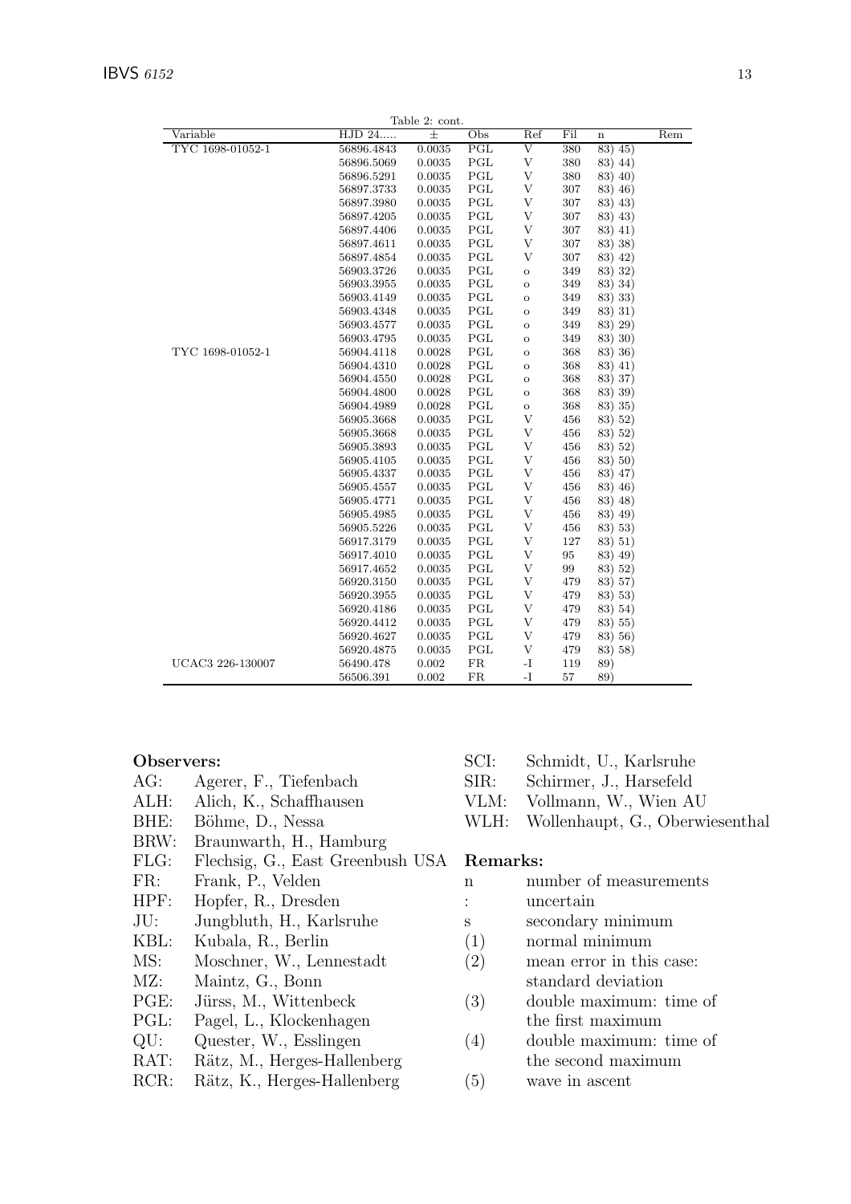Table 2: cont.

| Variable | HJD 24..... | ± | Obs | Ref | Fil | n | Rem |
|---|---|---|---|---|---|---|---|
| TYC 1698-01052-1 | 56896.4843 | 0.0035 | PGL | V | 380 | 83) 45) | |
| | 56896.5069 | 0.0035 | PGL | V | 380 | 83) 44) | |
| | 56896.5291 | 0.0035 | PGL | V | 380 | 83) 40) | |
| | 56897.3733 | 0.0035 | PGL | V | 307 | 83) 46) | |
| | 56897.3980 | 0.0035 | PGL | V | 307 | 83) 43) | |
| | 56897.4205 | 0.0035 | PGL | V | 307 | 83) 43) | |
| | 56897.4406 | 0.0035 | PGL | V | 307 | 83) 41) | |
| | 56897.4611 | 0.0035 | PGL | V | 307 | 83) 38) | |
| | 56897.4854 | 0.0035 | PGL | V | 307 | 83) 42) | |
| | 56903.3726 | 0.0035 | PGL | o | 349 | 83) 32) | |
| | 56903.3955 | 0.0035 | PGL | o | 349 | 83) 34) | |
| | 56903.4149 | 0.0035 | PGL | o | 349 | 83) 33) | |
| | 56903.4348 | 0.0035 | PGL | o | 349 | 83) 31) | |
| | 56903.4577 | 0.0035 | PGL | o | 349 | 83) 29) | |
| | 56903.4795 | 0.0035 | PGL | o | 349 | 83) 30) | |
| TYC 1698-01052-1 | 56904.4118 | 0.0028 | PGL | o | 368 | 83) 36) | |
| | 56904.4310 | 0.0028 | PGL | o | 368 | 83) 41) | |
| | 56904.4550 | 0.0028 | PGL | o | 368 | 83) 37) | |
| | 56904.4800 | 0.0028 | PGL | o | 368 | 83) 39) | |
| | 56904.4989 | 0.0028 | PGL | o | 368 | 83) 35) | |
| | 56905.3668 | 0.0035 | PGL | V | 456 | 83) 52) | |
| | 56905.3668 | 0.0035 | PGL | V | 456 | 83) 52) | |
| | 56905.3893 | 0.0035 | PGL | V | 456 | 83) 52) | |
| | 56905.4105 | 0.0035 | PGL | V | 456 | 83) 50) | |
| | 56905.4337 | 0.0035 | PGL | V | 456 | 83) 47) | |
| | 56905.4557 | 0.0035 | PGL | V | 456 | 83) 46) | |
| | 56905.4771 | 0.0035 | PGL | V | 456 | 83) 48) | |
| | 56905.4985 | 0.0035 | PGL | V | 456 | 83) 49) | |
| | 56905.5226 | 0.0035 | PGL | V | 456 | 83) 53) | |
| | 56917.3179 | 0.0035 | PGL | V | 127 | 83) 51) | |
| | 56917.4010 | 0.0035 | PGL | V | 95 | 83) 49) | |
| | 56917.4652 | 0.0035 | PGL | V | 99 | 83) 52) | |
| | 56920.3150 | 0.0035 | PGL | V | 479 | 83) 57) | |
| | 56920.3955 | 0.0035 | PGL | V | 479 | 83) 53) | |
| | 56920.4186 | 0.0035 | PGL | V | 479 | 83) 54) | |
| | 56920.4412 | 0.0035 | PGL | V | 479 | 83) 55) | |
| | 56920.4627 | 0.0035 | PGL | V | 479 | 83) 56) | |
| | 56920.4875 | 0.0035 | PGL | V | 479 | 83) 58) | |
| UCAC3 226-130007 | 56490.478 | 0.002 | FR | -I | 119 | 89) | |
| | 56506.391 | 0.002 | FR | -I | 57 | 89) | |

**Observers:**

| | |
|---|---|
| AG: | Agerer, F., Tiefenbach |
| ALH: | Alich, K., Schaffhausen |
| BHE: | Böhme, D., Nessa |
| BRW: | Braunwarth, H., Hamburg |
| FLG: | Flechsig, G., East Greenbush USA |
| FR: | Frank, P., Velden |
| HPF: | Hopfer, R., Dresden |
| JU: | Jungbluth, H., Karlsruhe |
| KBL: | Kubala, R., Berlin |
| MS: | Moschner, W., Lennestadt |
| MZ: | Maintz, G., Bonn |
| PGE: | Jürss, M., Wittenbeck |
| PGL: | Pagel, L., Klockenhagen |
| QU: | Quester, W., Esslingen |
| RAT: | Rätz, M., Herges-Hallenberg |
| RCR: | Rätz, K., Herges-Hallenberg |
| SCI: | Schmidt, U., Karlsruhe |
| SIR: | Schirmer, J., Harsefeld |
| VLM: | Vollmann, W., Wien AU |
| WLH: | Wollenhaupt, G., Oberwiesenthal |

**Remarks:**

| | |
|---|---|
| n | number of measurements |
| : | uncertain |
| s | secondary minimum |
| (1) | normal minimum |
| (2) | mean error in this case: standard deviation |
| (3) | double maximum: time of the first maximum |
| (4) | double maximum: time of the second maximum |
| (5) | wave in ascent |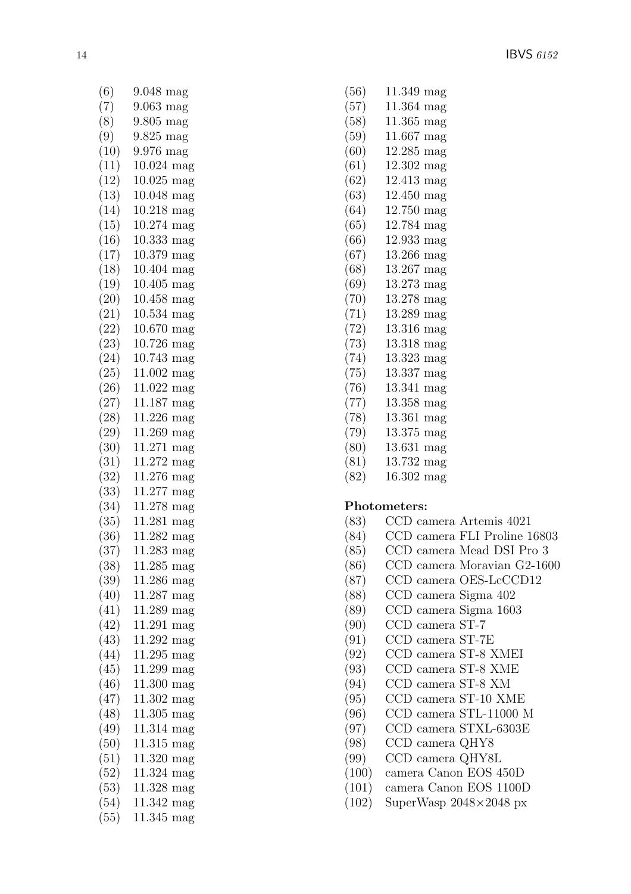(6) 9.048 mag
(7) 9.063 mag
(8) 9.805 mag
(9) 9.825 mag
(10) 9.976 mag
(11) 10.024 mag
(12) 10.025 mag
(13) 10.048 mag
(14) 10.218 mag
(15) 10.274 mag
(16) 10.333 mag
(17) 10.379 mag
(18) 10.404 mag
(19) 10.405 mag
(20) 10.458 mag
(21) 10.534 mag
(22) 10.670 mag
(23) 10.726 mag
(24) 10.743 mag
(25) 11.002 mag
(26) 11.022 mag
(27) 11.187 mag
(28) 11.226 mag
(29) 11.269 mag
(30) 11.271 mag
(31) 11.272 mag
(32) 11.276 mag
(33) 11.277 mag
(34) 11.278 mag
(35) 11.281 mag
(36) 11.282 mag
(37) 11.283 mag
(38) 11.285 mag
(39) 11.286 mag
(40) 11.287 mag
(41) 11.289 mag
(42) 11.291 mag
(43) 11.292 mag
(44) 11.295 mag
(45) 11.299 mag
(46) 11.300 mag
(47) 11.302 mag
(48) 11.305 mag
(49) 11.314 mag
(50) 11.315 mag
(51) 11.320 mag
(52) 11.324 mag
(53) 11.328 mag
(54) 11.342 mag
(55) 11.345 mag
(56) 11.349 mag
(57) 11.364 mag
(58) 11.365 mag
(59) 11.667 mag
(60) 12.285 mag
(61) 12.302 mag
(62) 12.413 mag
(63) 12.450 mag
(64) 12.750 mag
(65) 12.784 mag
(66) 12.933 mag
(67) 13.266 mag
(68) 13.267 mag
(69) 13.273 mag
(70) 13.278 mag
(71) 13.289 mag
(72) 13.316 mag
(73) 13.318 mag
(74) 13.323 mag
(75) 13.337 mag
(76) 13.341 mag
(77) 13.358 mag
(78) 13.361 mag
(79) 13.375 mag
(80) 13.631 mag
(81) 13.732 mag
(82) 16.302 mag

**Photometers:**

(83) CCD camera Artemis 4021
(84) CCD camera FLI Proline 16803
(85) CCD camera Mead DSI Pro 3
(86) CCD camera Moravian G2-1600
(87) CCD camera OES-LcCCD12
(88) CCD camera Sigma 402
(89) CCD camera Sigma 1603
(90) CCD camera ST-7
(91) CCD camera ST-7E
(92) CCD camera ST-8 XMEI
(93) CCD camera ST-8 XME
(94) CCD camera ST-8 XM
(95) CCD camera ST-10 XME
(96) CCD camera STL-11000 M
(97) CCD camera STXL-6303E
(98) CCD camera QHY8
(99) CCD camera QHY8L
(100) camera Canon EOS 450D
(101) camera Canon EOS 1100D
(102) SuperWasp $2048 \times 2048$ px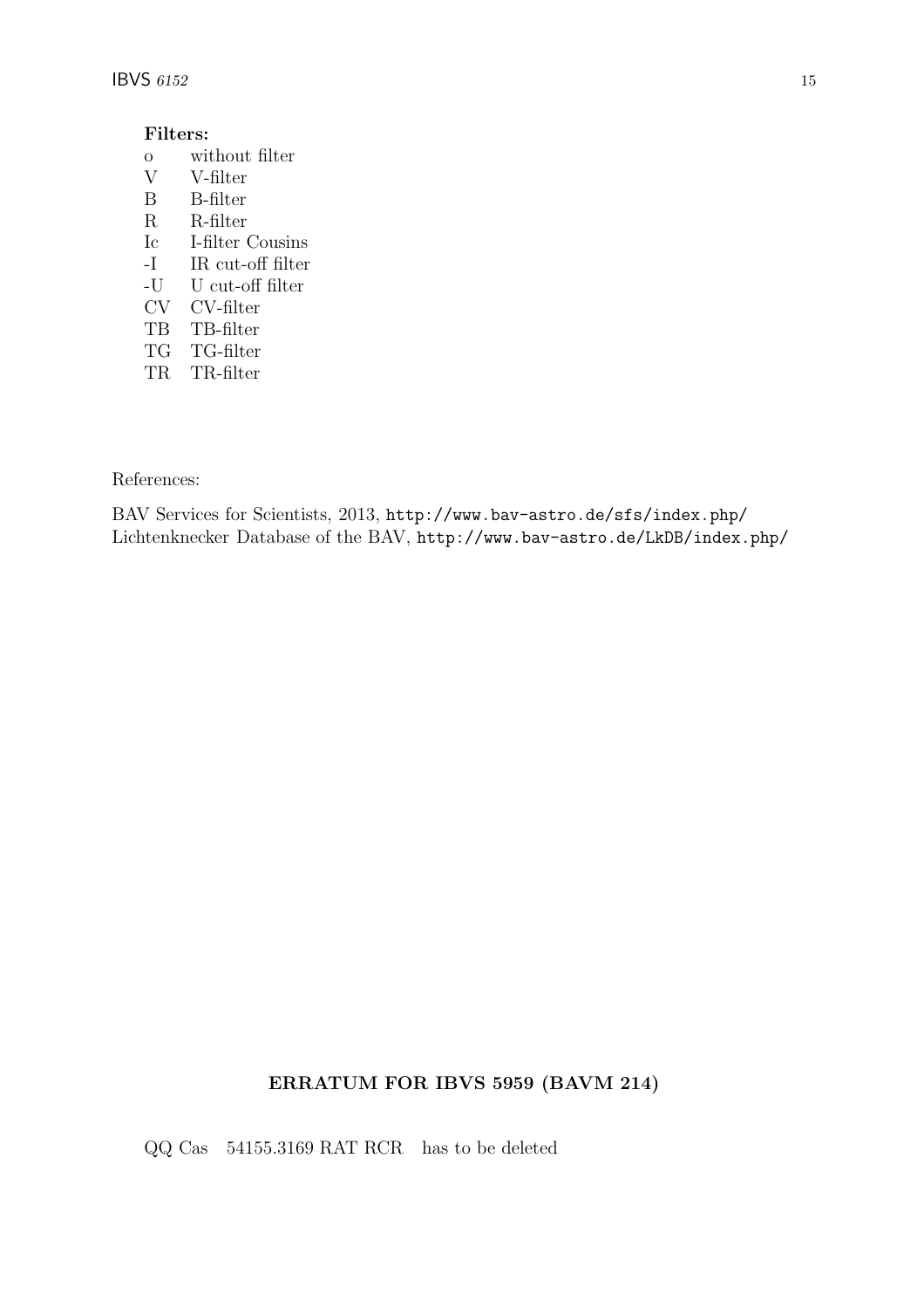**Filters:**

| | |
|---|---|
| o | without filter |
| V | V-filter |
| B | B-filter |
| R | R-filter |
| Ic | I-filter Cousins |
| -I | IR cut-off filter |
| -U | U cut-off filter |
| CV | CV-filter |
| TB | TB-filter |
| TG | TG-filter |
| TR | TR-filter |

References:

BAV Services for Scientists, 2013, `http://www.bav-astro.de/sfs/index.php/`
Lichtenknecker Database of the BAV, `http://www.bav-astro.de/LkDB/index.php/`

### ERRATUM FOR IBVS 5959 (BAVM 214)

QQ Cas   54155.3169 RAT RCR   has to be deleted